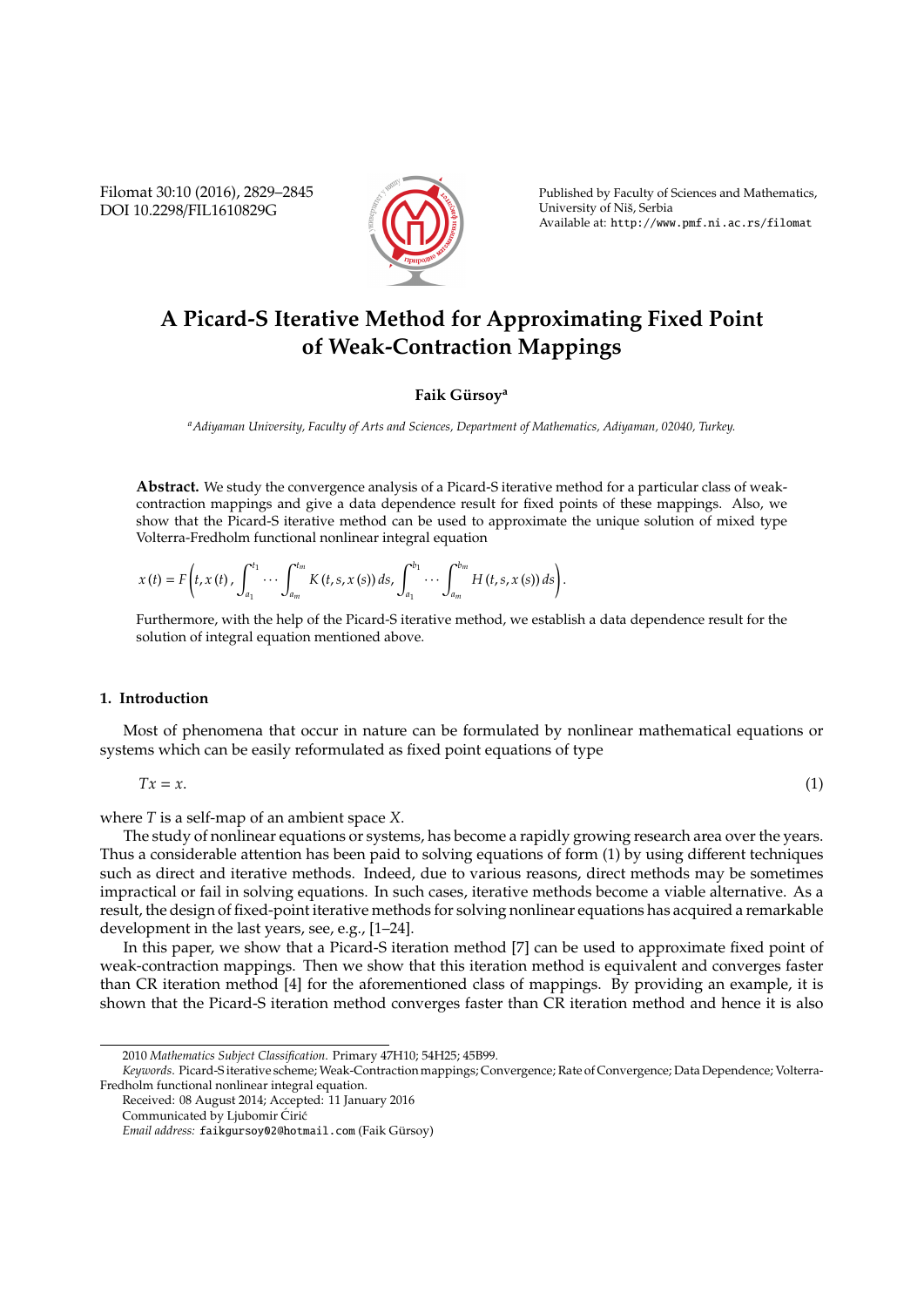# A Picard-S Iterative Method for Approximating Fixed Point of Weak-Contraction Mappings

**Faik Gürsoy**[a]

[a] *Adiyaman University, Faculty of Arts and Sciences, Department of Mathematics, Adiyaman, 02040, Turkey.*

**Abstract.** We study the convergence analysis of a Picard-S iterative method for a particular class of weak-contraction mappings and give a data dependence result for fixed points of these mappings. Also, we show that the Picard-S iterative method can be used to approximate the unique solution of mixed type Volterra-Fredholm functional nonlinear integral equation

$$x(t) = F\left(t, x(t), \int_{a_1}^{t_1} \cdots \int_{a_m}^{t_m} K(t, s, x(s))\, ds, \int_{a_1}^{b_1} \cdots \int_{a_m}^{b_m} H(t, s, x(s))\, ds\right).$$

Furthermore, with the help of the Picard-S iterative method, we establish a data dependence result for the solution of integral equation mentioned above.

## 1. Introduction

Most of phenomena that occur in nature can be formulated by nonlinear mathematical equations or systems which can be easily reformulated as fixed point equations of type

$$Tx = x. \tag{1}$$

where $T$ is a self-map of an ambient space $X$.

The study of nonlinear equations or systems, has become a rapidly growing research area over the years. Thus a considerable attention has been paid to solving equations of form (1) by using different techniques such as direct and iterative methods. Indeed, due to various reasons, direct methods may be sometimes impractical or fail in solving equations. In such cases, iterative methods become a viable alternative. As a result, the design of fixed-point iterative methods for solving nonlinear equations has acquired a remarkable development in the last years, see, e.g., [1–24].

In this paper, we show that a Picard-S iteration method [7] can be used to approximate fixed point of weak-contraction mappings. Then we show that this iteration method is equivalent and converges faster than CR iteration method [4] for the aforementioned class of mappings. By providing an example, it is shown that the Picard-S iteration method converges faster than CR iteration method and hence it is also

---

2010 *Mathematics Subject Classification.* Primary 47H10; 54H25; 45B99.

*Keywords.* Picard-S iterative scheme; Weak-Contraction mappings; Convergence; Rate of Convergence; Data Dependence; Volterra-Fredholm functional nonlinear integral equation.

Received: 08 August 2014; Accepted: 11 January 2016

Communicated by Ljubomir Ćirić

*Email address:* faikgursoy02@hotmail.com (Faik Gürsoy)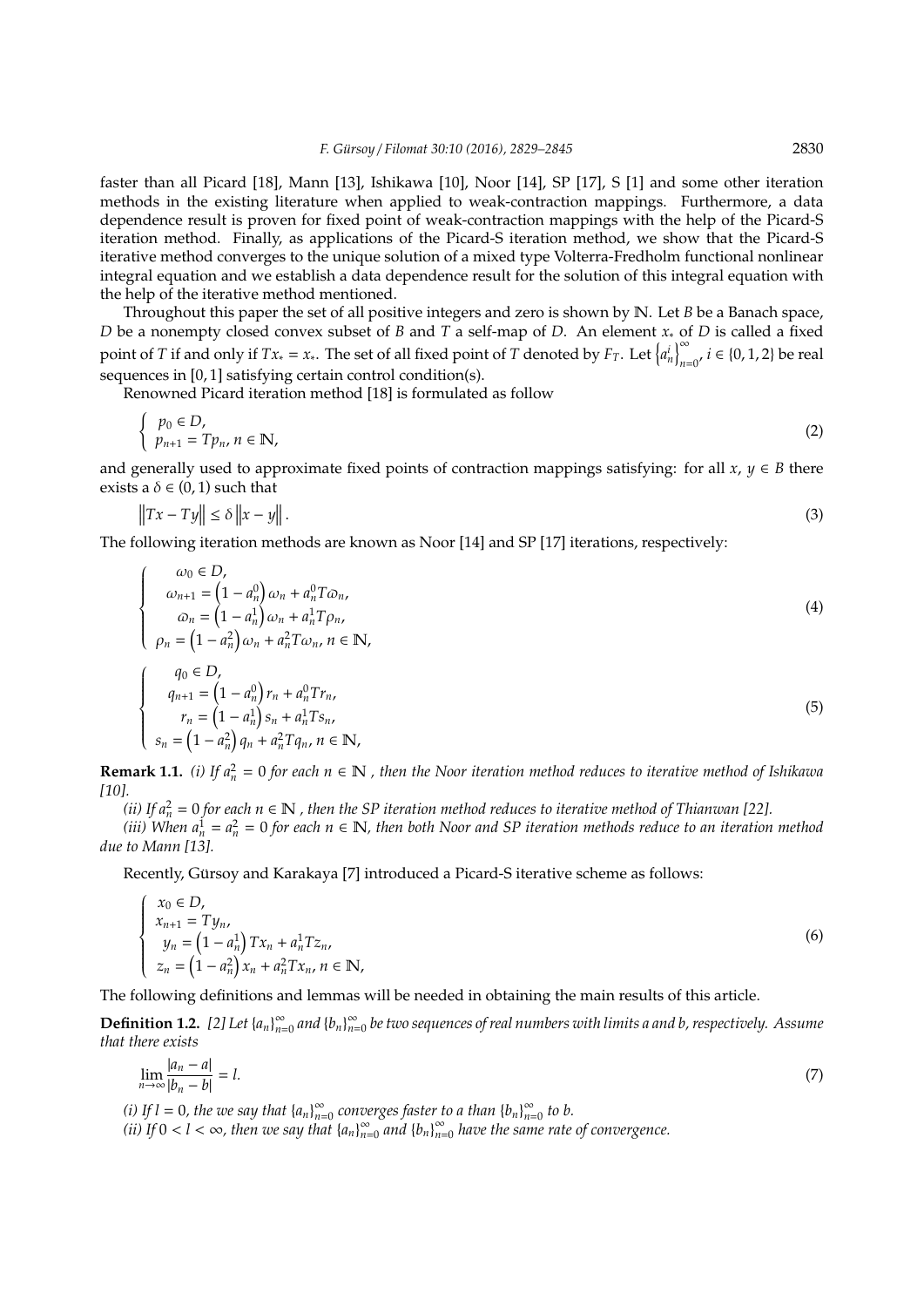faster than all Picard [18], Mann [13], Ishikawa [10], Noor [14], SP [17], S [1] and some other iteration methods in the existing literature when applied to weak-contraction mappings. Furthermore, a data dependence result is proven for fixed point of weak-contraction mappings with the help of the Picard-S iteration method. Finally, as applications of the Picard-S iteration method, we show that the Picard-S iterative method converges to the unique solution of a mixed type Volterra-Fredholm functional nonlinear integral equation and we establish a data dependence result for the solution of this integral equation with the help of the iterative method mentioned.

Throughout this paper the set of all positive integers and zero is shown by $\mathbb{N}$. Let $B$ be a Banach space, $D$ be a nonempty closed convex subset of $B$ and $T$ a self-map of $D$. An element $x_*$ of $D$ is called a fixed point of $T$ if and only if $Tx_* = x_*$. The set of all fixed point of $T$ denoted by $F_T$. Let $\left\{a_n^i\right\}_{n=0}^{\infty}$, $i \in \{0, 1, 2\}$ be real sequences in $[0, 1]$ satisfying certain control condition(s).

Renowned Picard iteration method [18] is formulated as follow

$$\begin{cases} p_0 \in D, \\ p_{n+1} = Tp_n, \, n \in \mathbb{N}, \end{cases} \tag{2}$$

and generally used to approximate fixed points of contraction mappings satisfying: for all $x$, $y \in B$ there exists a $\delta \in (0, 1)$ such that

$$\left\|Tx - Ty\right\| \leq \delta \left\|x - y\right\|. \tag{3}$$

The following iteration methods are known as Noor [14] and SP [17] iterations, respectively:

$$\begin{cases} \omega_0 \in D, \\ \omega_{n+1} = \left(1 - a_n^0\right)\omega_n + a_n^0 T\varpi_n, \\ \varpi_n = \left(1 - a_n^1\right)\omega_n + a_n^1 T\rho_n, \\ \rho_n = \left(1 - a_n^2\right)\omega_n + a_n^2 T\omega_n, \, n \in \mathbb{N}, \end{cases} \tag{4}$$

$$\begin{cases} q_0 \in D, \\ q_{n+1} = \left(1 - a_n^0\right) r_n + a_n^0 T r_n, \\ r_n = \left(1 - a_n^1\right) s_n + a_n^1 T s_n, \\ s_n = \left(1 - a_n^2\right) q_n + a_n^2 T q_n, \, n \in \mathbb{N}, \end{cases} \tag{5}$$

**Remark 1.1.** *(i) If $a_n^2 = 0$ for each $n \in \mathbb{N}$ , then the Noor iteration method reduces to iterative method of Ishikawa [10].*

*(ii) If $a_n^2 = 0$ for each $n \in \mathbb{N}$ , then the SP iteration method reduces to iterative method of Thianwan [22].*

*(iii) When $a_n^1 = a_n^2 = 0$ for each $n \in \mathbb{N}$, then both Noor and SP iteration methods reduce to an iteration method due to Mann [13].*

Recently, Gürsoy and Karakaya [7] introduced a Picard-S iterative scheme as follows:

$$\begin{cases} x_0 \in D, \\ x_{n+1} = Ty_n, \\ y_n = \left(1 - a_n^1\right) Tx_n + a_n^1 Tz_n, \\ z_n = \left(1 - a_n^2\right) x_n + a_n^2 Tx_n, \, n \in \mathbb{N}, \end{cases} \tag{6}$$

The following definitions and lemmas will be needed in obtaining the main results of this article.

**Definition 1.2.** *[2] Let $\{a_n\}_{n=0}^{\infty}$ and $\{b_n\}_{n=0}^{\infty}$ be two sequences of real numbers with limits a and b, respectively. Assume that there exists*

$$\lim_{n\to\infty} \frac{|a_n - a|}{|b_n - b|} = l. \tag{7}$$

*(i) If $l = 0$, the we say that $\{a_n\}_{n=0}^{\infty}$ converges faster to a than $\{b_n\}_{n=0}^{\infty}$ to b.*

*(ii) If $0 < l < \infty$, then we say that $\{a_n\}_{n=0}^{\infty}$ and $\{b_n\}_{n=0}^{\infty}$ have the same rate of convergence.*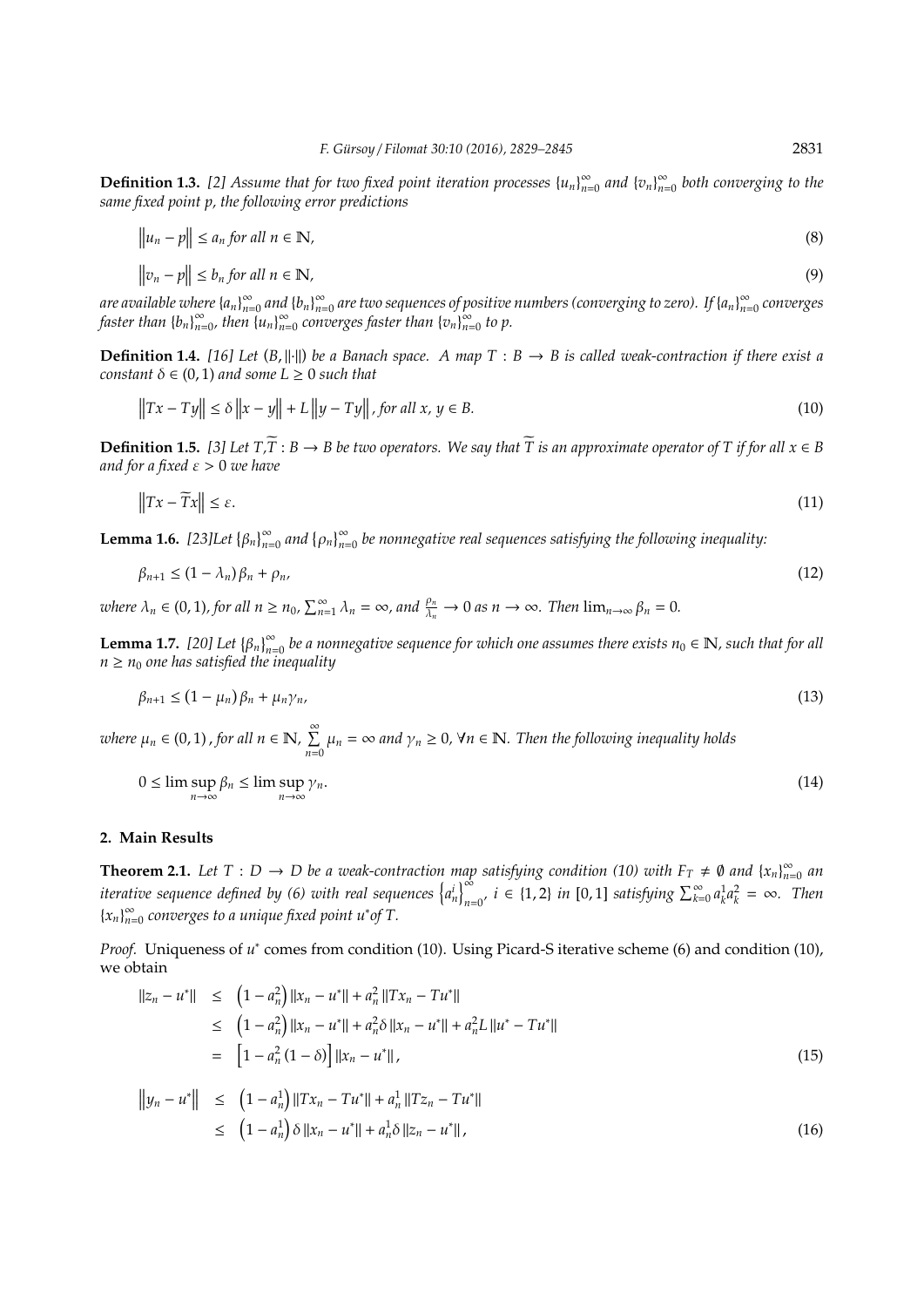**Definition 1.3.** *[2] Assume that for two fixed point iteration processes $\{u_n\}_{n=0}^{\infty}$ and $\{v_n\}_{n=0}^{\infty}$ both converging to the same fixed point $p$, the following error predictions*

$$\left\|u_n - p\right\| \leq a_n \text{ for all } n \in \mathbb{N}, \tag{8}$$

$$\left\|v_n - p\right\| \leq b_n \text{ for all } n \in \mathbb{N}, \tag{9}$$

*are available where $\{a_n\}_{n=0}^{\infty}$ and $\{b_n\}_{n=0}^{\infty}$ are two sequences of positive numbers (converging to zero). If $\{a_n\}_{n=0}^{\infty}$ converges faster than $\{b_n\}_{n=0}^{\infty}$, then $\{u_n\}_{n=0}^{\infty}$ converges faster than $\{v_n\}_{n=0}^{\infty}$ to $p$.*

**Definition 1.4.** *[16] Let $(B, \|\cdot\|)$ be a Banach space. A map $T : B \to B$ is called weak-contraction if there exist a constant $\delta \in (0, 1)$ and some $L \geq 0$ such that*

$$\left\|Tx - Ty\right\| \leq \delta \left\|x - y\right\| + L \left\|y - Ty\right\|, \text{ for all } x, y \in B. \tag{10}$$

**Definition 1.5.** *[3] Let $T, \widetilde{T} : B \to B$ be two operators. We say that $\widetilde{T}$ is an approximate operator of $T$ if for all $x \in B$ and for a fixed $\varepsilon > 0$ we have*

$$\left\|Tx - \widetilde{T}x\right\| \leq \varepsilon. \tag{11}$$

**Lemma 1.6.** *[23]Let $\{\beta_n\}_{n=0}^{\infty}$ and $\{\rho_n\}_{n=0}^{\infty}$ be nonnegative real sequences satisfying the following inequality:*

$$\beta_{n+1} \leq (1 - \lambda_n) \beta_n + \rho_n, \tag{12}$$

*where $\lambda_n \in (0, 1)$, for all $n \geq n_0$, $\sum_{n=1}^{\infty} \lambda_n = \infty$, and $\frac{\rho_n}{\lambda_n} \to 0$ as $n \to \infty$. Then $\lim_{n\to\infty} \beta_n = 0$.*

**Lemma 1.7.** *[20] Let $\{\beta_n\}_{n=0}^{\infty}$ be a nonnegative sequence for which one assumes there exists $n_0 \in \mathbb{N}$, such that for all $n \geq n_0$ one has satisfied the inequality*

$$\beta_{n+1} \leq (1 - \mu_n) \beta_n + \mu_n \gamma_n, \tag{13}$$

*where $\mu_n \in (0, 1)$, for all $n \in \mathbb{N}$, $\sum\limits_{n=0}^{\infty} \mu_n = \infty$ and $\gamma_n \geq 0$, $\forall n \in \mathbb{N}$. Then the following inequality holds*

$$0 \leq \limsup_{n\to\infty} \beta_n \leq \limsup_{n\to\infty} \gamma_n. \tag{14}$$

## 2. Main Results

**Theorem 2.1.** *Let $T : D \to D$ be a weak-contraction map satisfying condition (10) with $F_T \neq \emptyset$ and $\{x_n\}_{n=0}^{\infty}$ an iterative sequence defined by (6) with real sequences $\left\{a_n^i\right\}_{n=0}^{\infty}$, $i \in \{1, 2\}$ in $[0, 1]$ satisfying $\sum_{k=0}^{\infty} a_k^1 a_k^2 = \infty$. Then $\{x_n\}_{n=0}^{\infty}$ converges to a unique fixed point $u^*$of $T$.*

*Proof.* Uniqueness of $u^*$ comes from condition (10). Using Picard-S iterative scheme (6) and condition (10), we obtain

$$\begin{aligned}
\|z_n - u^*\| &\leq \left(1 - a_n^2\right) \|x_n - u^*\| + a_n^2 \|Tx_n - Tu^*\| \\
&\leq \left(1 - a_n^2\right) \|x_n - u^*\| + a_n^2 \delta \|x_n - u^*\| + a_n^2 L \|u^* - Tu^*\| \\
&= \left[1 - a_n^2 (1 - \delta)\right] \|x_n - u^*\|,
\end{aligned} \tag{15}$$

$$\begin{aligned}
\left\|y_n - u^*\right\| &\leq \left(1 - a_n^1\right) \|Tx_n - Tu^*\| + a_n^1 \|Tz_n - Tu^*\| \\
&\leq \left(1 - a_n^1\right) \delta \|x_n - u^*\| + a_n^1 \delta \|z_n - u^*\|,
\end{aligned} \tag{16}$$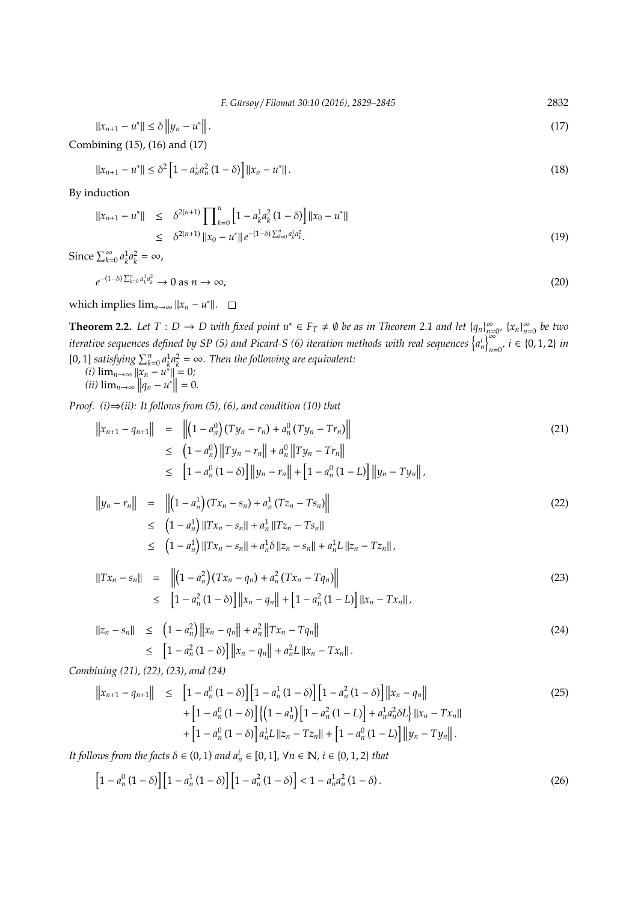$$\|x_{n+1} - u^*\| \leq \delta \left\|y_n - u^*\right\|. \tag{17}$$

Combining (15), (16) and (17)

$$\|x_{n+1} - u^*\| \leq \delta^2 \left[1 - a_n^1 a_n^2 (1-\delta)\right] \|x_n - u^*\|. \tag{18}$$

By induction

$$\begin{aligned} \|x_{n+1} - u^*\| &\leq \delta^{2(n+1)} \prod\nolimits_{k=0}^{n} \left[1 - a_k^1 a_k^2 (1-\delta)\right] \|x_0 - u^*\| \\ &\leq \delta^{2(n+1)} \|x_0 - u^*\| e^{-(1-\delta)\sum_{k=0}^{n} a_k^1 a_k^2}. \end{aligned} \tag{19}$$

Since $\sum_{k=0}^{\infty} a_k^1 a_k^2 = \infty$,

$$e^{-(1-\delta)\sum_{k=0}^{n} a_k^1 a_k^2} \to 0 \text{ as } n \to \infty, \tag{20}$$

which implies $\lim_{n\to\infty} \|x_n - u^*\|$. □

**Theorem 2.2.** *Let $T : D \to D$ with fixed point $u^* \in F_T \neq \emptyset$ be as in Theorem 2.1 and let $\{q_n\}_{n=0}^{\infty}$, $\{x_n\}_{n=0}^{\infty}$ be two iterative sequences defined by SP (5) and Picard-S (6) iteration methods with real sequences $\left\{a_n^i\right\}_{n=0}^{\infty}$, $i \in \{0, 1, 2\}$ in $[0, 1]$ satisfying $\sum_{k=0}^{n} a_k^1 a_k^2 = \infty$. Then the following are equivalent:*
*(i) $\lim_{n\to\infty} \|x_n - u^*\| = 0$;*
*(ii) $\lim_{n\to\infty} \left\|q_n - u^*\right\| = 0$.*

*Proof. (i)⇒(ii): It follows from (5), (6), and condition (10) that*

$$\begin{aligned} \left\|x_{n+1} - q_{n+1}\right\| &= \left\|\left(1 - a_n^0\right)(Ty_n - r_n) + a_n^0 (Ty_n - Tr_n)\right\| \\ &\leq \left(1 - a_n^0\right)\left\|Ty_n - r_n\right\| + a_n^0 \left\|Ty_n - Tr_n\right\| \\ &\leq \left[1 - a_n^0 (1-\delta)\right]\left\|y_n - r_n\right\| + \left[1 - a_n^0 (1-L)\right]\left\|y_n - Ty_n\right\|, \end{aligned} \tag{21}$$

$$\begin{aligned} \left\|y_n - r_n\right\| &= \left\|\left(1 - a_n^1\right)(Tx_n - s_n) + a_n^1 (Tz_n - Ts_n)\right\| \\ &\leq \left(1 - a_n^1\right)\|Tx_n - s_n\| + a_n^1 \|Tz_n - Ts_n\| \\ &\leq \left(1 - a_n^1\right)\|Tx_n - s_n\| + a_n^1 \delta \|z_n - s_n\| + a_n^1 L \|z_n - Tz_n\|, \end{aligned} \tag{22}$$

$$\begin{aligned} \|Tx_n - s_n\| &= \left\|\left(1 - a_n^2\right)(Tx_n - q_n) + a_n^2 (Tx_n - Tq_n)\right\| \\ &\leq \left[1 - a_n^2 (1-\delta)\right]\left\|x_n - q_n\right\| + \left[1 - a_n^2 (1-L)\right]\|x_n - Tx_n\|, \end{aligned} \tag{23}$$

$$\begin{aligned} \|z_n - s_n\| &\leq \left(1 - a_n^2\right)\left\|x_n - q_n\right\| + a_n^2 \left\|Tx_n - Tq_n\right\| \\ &\leq \left[1 - a_n^2 (1-\delta)\right]\left\|x_n - q_n\right\| + a_n^2 L \|x_n - Tx_n\|. \end{aligned} \tag{24}$$

*Combining (21), (22), (23), and (24)*

$$\begin{aligned} \left\|x_{n+1} - q_{n+1}\right\| \leq\; & \left[1 - a_n^0 (1-\delta)\right]\left[1 - a_n^1 (1-\delta)\right]\left[1 - a_n^2 (1-\delta)\right]\left\|x_n - q_n\right\| \\ & + \left[1 - a_n^0 (1-\delta)\right]\left\{\left(1 - a_n^1\right)\left[1 - a_n^2 (1-L)\right] + a_n^1 a_n^2 \delta L\right\}\|x_n - Tx_n\| \\ & + \left[1 - a_n^0 (1-\delta)\right] a_n^1 L \|z_n - Tz_n\| + \left[1 - a_n^0 (1-L)\right]\left\|y_n - Ty_n\right\|. \end{aligned} \tag{25}$$

*It follows from the facts $\delta \in (0, 1)$ and $a_n^i \in [0, 1]$, $\forall n \in \mathbb{N}$, $i \in \{0, 1, 2\}$ that*

$$\left[1 - a_n^0 (1-\delta)\right]\left[1 - a_n^1 (1-\delta)\right]\left[1 - a_n^2 (1-\delta)\right] < 1 - a_n^1 a_n^2 (1-\delta). \tag{26}$$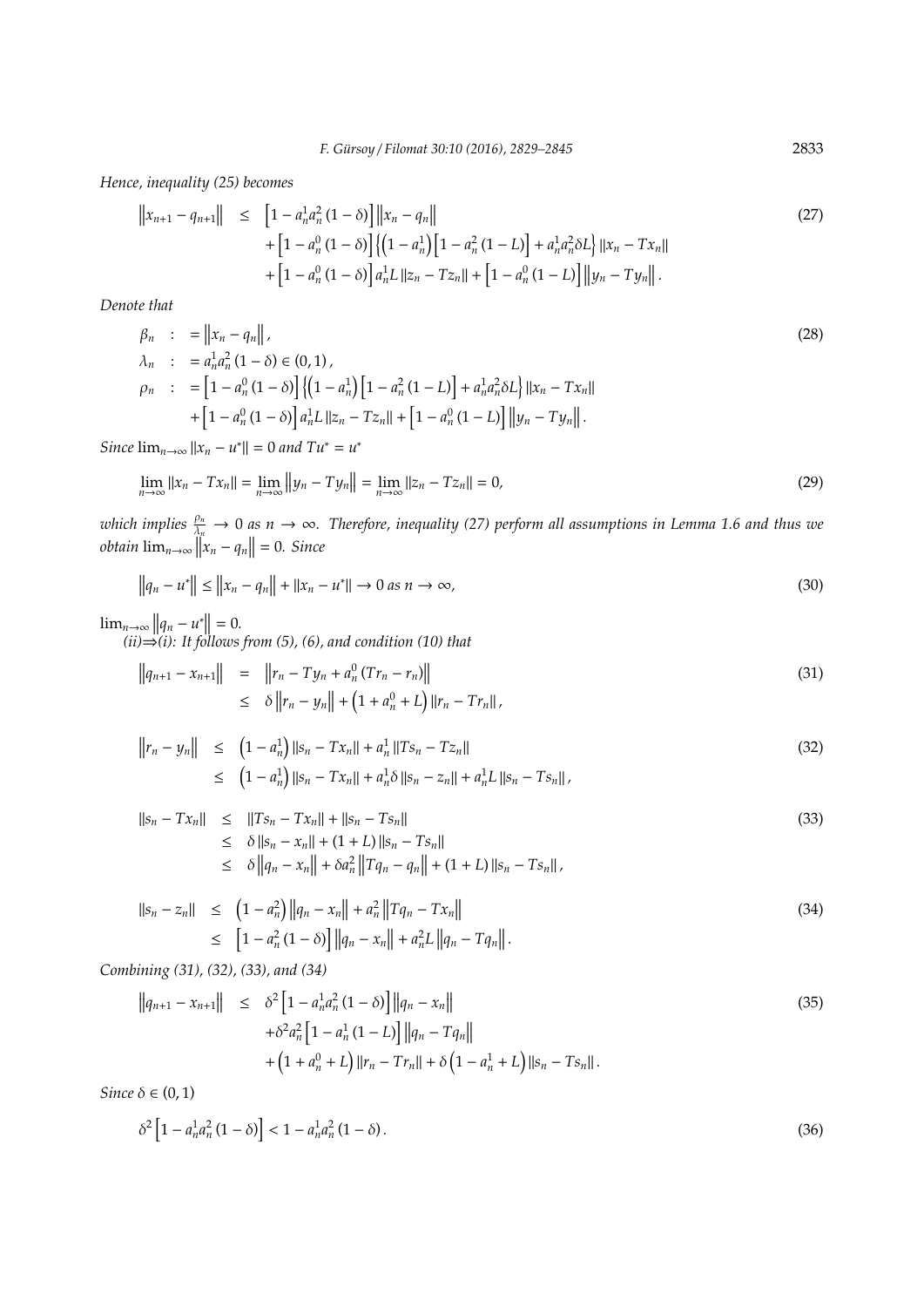*Hence, inequality (25) becomes*

$$
\begin{aligned}
\left\|x_{n+1}-q_{n+1}\right\| \leq & \left[1-a_n^1 a_n^2(1-\delta)\right]\left\|x_n-q_n\right\| \\
& +\left[1-a_n^0(1-\delta)\right]\left\{\left(1-a_n^1\right)\left[1-a_n^2(1-L)\right]+a_n^1 a_n^2 \delta L\right\}\left\|x_n-T x_n\right\| \\
& +\left[1-a_n^0(1-\delta)\right] a_n^1 L\left\|z_n-T z_n\right\|+\left[1-a_n^0(1-L)\right]\left\|y_n-T y_n\right\| .
\end{aligned} \tag{27}
$$

*Denote that*

$$
\begin{aligned}
\beta_n &:= \left\|x_n-q_n\right\|, \\
\lambda_n &:= a_n^1 a_n^2(1-\delta) \in(0,1), \\
\rho_n &:= \left[1-a_n^0(1-\delta)\right]\left\{\left(1-a_n^1\right)\left[1-a_n^2(1-L)\right]+a_n^1 a_n^2 \delta L\right\}\left\|x_n-T x_n\right\| \\
& \quad +\left[1-a_n^0(1-\delta)\right] a_n^1 L\left\|z_n-T z_n\right\|+\left[1-a_n^0(1-L)\right]\left\|y_n-T y_n\right\| .
\end{aligned} \tag{28}
$$

*Since* $\lim_{n \rightarrow \infty}\left\|x_n-u^*\right\|=0$ *and* $T u^*=u^*$

$$
\lim_{n \rightarrow \infty}\left\|x_n-T x_n\right\|=\lim_{n \rightarrow \infty}\left\|y_n-T y_n\right\|=\lim_{n \rightarrow \infty}\left\|z_n-T z_n\right\|=0, \tag{29}
$$

*which implies* $\frac{\rho_n}{\lambda_n} \rightarrow 0$ *as* $n \rightarrow \infty$. *Therefore, inequality (27) perform all assumptions in Lemma 1.6 and thus we obtain* $\lim_{n \rightarrow \infty}\left\|x_n-q_n\right\|=0$. *Since*

$$
\left\|q_n-u^*\right\| \leq\left\|x_n-q_n\right\|+\left\|x_n-u^*\right\| \rightarrow 0 \text { as } n \rightarrow \infty, \tag{30}
$$

$\lim_{n \rightarrow \infty}\left\|q_n-u^*\right\|=0$.

*(ii)⇒(i): It follows from (5), (6), and condition (10) that*

$$
\begin{aligned}
\left\|q_{n+1}-x_{n+1}\right\| & =\left\|r_n-T y_n+a_n^0\left(T r_n-r_n\right)\right\| \\
& \leq \delta\left\|r_n-y_n\right\|+\left(1+a_n^0+L\right)\left\|r_n-T r_n\right\|,
\end{aligned} \tag{31}
$$

$$
\begin{aligned}
\left\|r_n-y_n\right\| & \leq\left(1-a_n^1\right)\left\|s_n-T x_n\right\|+a_n^1\left\|T s_n-T z_n\right\| \\
& \leq\left(1-a_n^1\right)\left\|s_n-T x_n\right\|+a_n^1 \delta\left\|s_n-z_n\right\|+a_n^1 L\left\|s_n-T s_n\right\|,
\end{aligned} \tag{32}
$$

$$
\begin{aligned}
\left\|s_n-T x_n\right\| & \leq\left\|T s_n-T x_n\right\|+\left\|s_n-T s_n\right\| \\
& \leq \delta\left\|s_n-x_n\right\|+(1+L)\left\|s_n-T s_n\right\| \\
& \leq \delta\left\|q_n-x_n\right\|+\delta a_n^2\left\|T q_n-q_n\right\|+(1+L)\left\|s_n-T s_n\right\|,
\end{aligned} \tag{33}
$$

$$
\begin{aligned}
\left\|s_n-z_n\right\| & \leq\left(1-a_n^2\right)\left\|q_n-x_n\right\|+a_n^2\left\|T q_n-T x_n\right\| \\
& \leq\left[1-a_n^2(1-\delta)\right]\left\|q_n-x_n\right\|+a_n^2 L\left\|q_n-T q_n\right\| .
\end{aligned} \tag{34}
$$

*Combining (31), (32), (33), and (34)*

$$
\begin{aligned}
\left\|q_{n+1}-x_{n+1}\right\| \leq & \delta^2\left[1-a_n^1 a_n^2(1-\delta)\right]\left\|q_n-x_n\right\| \\
& +\delta^2 a_n^2\left[1-a_n^1(1-L)\right]\left\|q_n-T q_n\right\| \\
& +\left(1+a_n^0+L\right)\left\|r_n-T r_n\right\|+\delta\left(1-a_n^1+L\right)\left\|s_n-T s_n\right\| .
\end{aligned} \tag{35}
$$

*Since* $\delta \in(0,1)$

$$
\delta^2\left[1-a_n^1 a_n^2(1-\delta)\right]<1-a_n^1 a_n^2(1-\delta) . \tag{36}
$$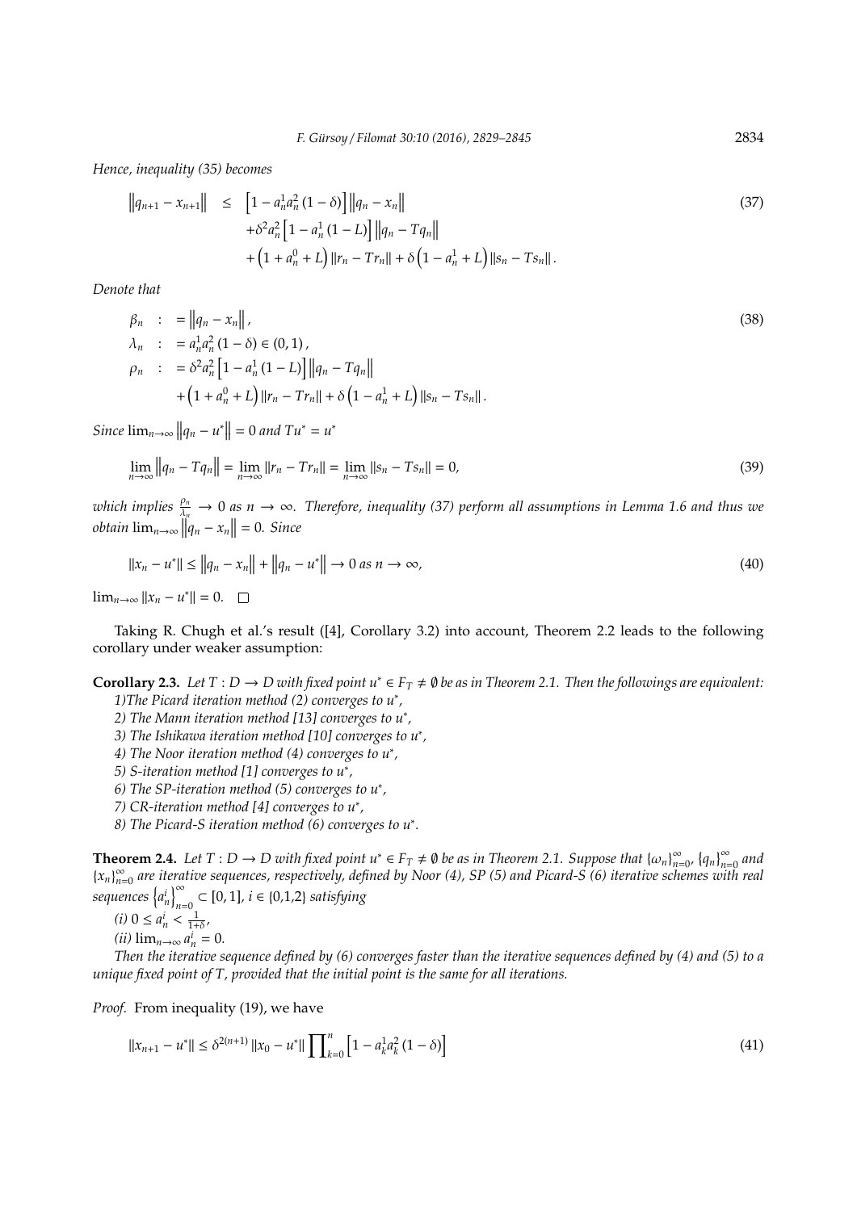*Hence, inequality (35) becomes*

$$
\begin{aligned}
\left\|q_{n+1}-x_{n+1}\right\| \leq & \left[1-a_n^1 a_n^2(1-\delta)\right]\left\|q_n-x_n\right\| \\
& +\delta^2 a_n^2\left[1-a_n^1(1-L)\right]\left\|q_n-T q_n\right\| \\
& +\left(1+a_n^0+L\right)\left\|r_n-T r_n\right\|+\delta\left(1-a_n^1+L\right)\left\|s_n-T s_n\right\| .
\end{aligned} \tag{37}
$$

*Denote that*

$$
\begin{aligned}
\beta_n & :=\left\|q_n-x_n\right\|, \\
\lambda_n & :=a_n^1 a_n^2(1-\delta) \in(0,1), \\
\rho_n & :=\delta^2 a_n^2\left[1-a_n^1(1-L)\right]\left\|q_n-T q_n\right\| \\
& \quad+\left(1+a_n^0+L\right)\left\|r_n-T r_n\right\|+\delta\left(1-a_n^1+L\right)\left\|s_n-T s_n\right\| .
\end{aligned} \tag{38}
$$

*Since* $\lim_{n \rightarrow \infty}\left\|q_n-u^*\right\|=0$ *and* $T u^*=u^*$

$$
\lim_{n \rightarrow \infty}\left\|q_n-T q_n\right\|=\lim_{n \rightarrow \infty}\left\|r_n-T r_n\right\|=\lim_{n \rightarrow \infty}\left\|s_n-T s_n\right\|=0, \tag{39}
$$

*which implies* $\frac{\rho_n}{\lambda_n} \rightarrow 0$ *as* $n \rightarrow \infty$. *Therefore, inequality (37) perform all assumptions in Lemma 1.6 and thus we obtain* $\lim_{n \rightarrow \infty}\left\|q_n-x_n\right\|=0$. *Since*

$$
\left\|x_n-u^*\right\| \leq\left\|q_n-x_n\right\|+\left\|q_n-u^*\right\| \rightarrow 0 \text { as } n \rightarrow \infty, \tag{40}
$$

$\lim_{n \rightarrow \infty}\left\|x_n-u^*\right\|=0$. □

Taking R. Chugh et al.'s result ([4], Corollary 3.2) into account, Theorem 2.2 leads to the following corollary under weaker assumption:

**Corollary 2.3.** *Let* $T: D \rightarrow D$ *with fixed point* $u^* \in F_T \neq \emptyset$ *be as in Theorem 2.1. Then the followings are equivalent:*
*1)The Picard iteration method (2) converges to* $u^*$,
*2) The Mann iteration method [13] converges to* $u^*$,
*3) The Ishikawa iteration method [10] converges to* $u^*$,
*4) The Noor iteration method (4) converges to* $u^*$,
*5) S-iteration method [1] converges to* $u^*$,
*6) The SP-iteration method (5) converges to* $u^*$,
*7) CR-iteration method [4] converges to* $u^*$,
*8) The Picard-S iteration method (6) converges to* $u^*$.

**Theorem 2.4.** *Let* $T: D \rightarrow D$ *with fixed point* $u^* \in F_T \neq \emptyset$ *be as in Theorem 2.1. Suppose that* $\{\omega_n\}_{n=0}^{\infty}$, $\{q_n\}_{n=0}^{\infty}$ *and* $\{x_n\}_{n=0}^{\infty}$ *are iterative sequences, respectively, defined by Noor (4), SP (5) and Picard-S (6) iterative schemes with real sequences* $\left\{a_n^i\right\}_{n=0}^{\infty} \subset[0,1]$, $i \in\{0,1,2\}$ *satisfying*
*(i)* $0 \leq a_n^i<\frac{1}{1+\delta}$,
*(ii)* $\lim_{n \rightarrow \infty} a_n^i=0$.
*Then the iterative sequence defined by (6) converges faster than the iterative sequences defined by (4) and (5) to a unique fixed point of T, provided that the initial point is the same for all iterations.*

*Proof.* From inequality (19), we have

$$
\left\|x_{n+1}-u^*\right\| \leq \delta^{2(n+1)}\left\|x_0-u^*\right\| \prod_{k=0}^n\left[1-a_k^1 a_k^2(1-\delta)\right] \tag{41}
$$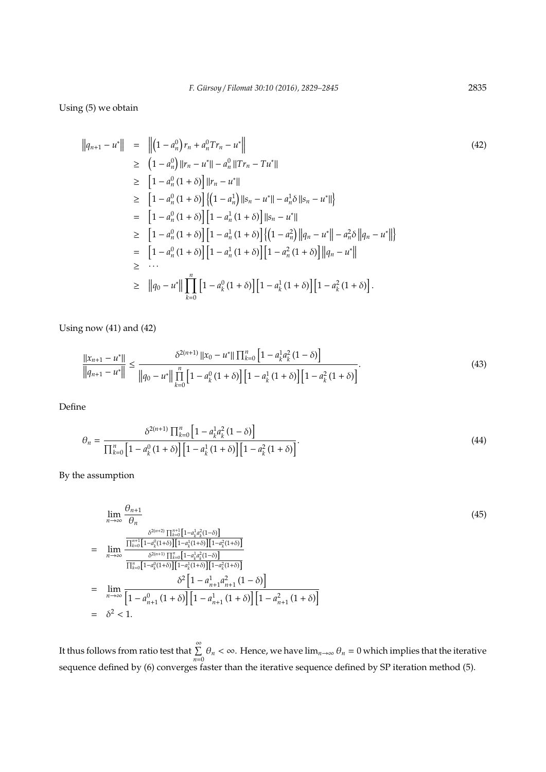Using (5) we obtain

$$
\begin{aligned}
\left\|q_{n+1}-u^*\right\| &= \left\|\left(1-a_n^0\right)r_n + a_n^0 T r_n - u^*\right\| \\
&\geq \left(1-a_n^0\right)\|r_n-u^*\| - a_n^0\|Tr_n - Tu^*\| \\
&\geq \left[1-a_n^0(1+\delta)\right]\|r_n-u^*\| \\
&\geq \left[1-a_n^0(1+\delta)\right]\left\{\left(1-a_n^1\right)\|s_n-u^*\| - a_n^1\delta\|s_n-u^*\|\right\} \\
&= \left[1-a_n^0(1+\delta)\right]\left[1-a_n^1(1+\delta)\right]\|s_n-u^*\| \\
&\geq \left[1-a_n^0(1+\delta)\right]\left[1-a_n^1(1+\delta)\right]\left\{\left(1-a_n^2\right)\left\|q_n-u^*\right\| - a_n^2\delta\left\|q_n-u^*\right\|\right\} \\
&= \left[1-a_n^0(1+\delta)\right]\left[1-a_n^1(1+\delta)\right]\left[1-a_n^2(1+\delta)\right]\left\|q_n-u^*\right\| \\
&\geq \cdots \\
&\geq \left\|q_0-u^*\right\|\prod_{k=0}^{n}\left[1-a_k^0(1+\delta)\right]\left[1-a_k^1(1+\delta)\right]\left[1-a_k^2(1+\delta)\right].
\end{aligned}
\tag{42}
$$

Using now (41) and (42)

$$
\frac{\|x_{n+1}-u^*\|}{\left\|q_{n+1}-u^*\right\|} \leq \frac{\delta^{2(n+1)}\|x_0-u^*\|\prod_{k=0}^{n}\left[1-a_k^1a_k^2(1-\delta)\right]}{\left\|q_0-u^*\right\|\prod\limits_{k=0}^{n}\left[1-a_k^0(1+\delta)\right]\left[1-a_k^1(1+\delta)\right]\left[1-a_k^2(1+\delta)\right]}. \tag{43}
$$

Define

$$
\theta_n = \frac{\delta^{2(n+1)}\prod_{k=0}^{n}\left[1-a_k^1a_k^2(1-\delta)\right]}{\prod_{k=0}^{n}\left[1-a_k^0(1+\delta)\right]\left[1-a_k^1(1+\delta)\right]\left[1-a_k^2(1+\delta)\right]}. \tag{44}
$$

By the assumption

$$
\begin{aligned}
&\lim_{n\to\infty}\frac{\theta_{n+1}}{\theta_n} \\
= &\lim_{n\to\infty}\frac{\frac{\delta^{2(n+2)}\prod_{k=0}^{n+1}\left[1-a_k^1a_k^2(1-\delta)\right]}{\prod_{k=0}^{n+1}\left[1-a_k^0(1+\delta)\right]\left[1-a_k^1(1+\delta)\right]\left[1-a_k^2(1+\delta)\right]}}{\frac{\delta^{2(n+1)}\prod_{k=0}^{n}\left[1-a_k^1a_k^2(1-\delta)\right]}{\prod_{k=0}^{n}\left[1-a_k^0(1+\delta)\right]\left[1-a_k^1(1+\delta)\right]\left[1-a_k^2(1+\delta)\right]}} \\
= &\lim_{n\to\infty}\frac{\delta^2\left[1-a_{n+1}^1a_{n+1}^2(1-\delta)\right]}{\left[1-a_{n+1}^0(1+\delta)\right]\left[1-a_{n+1}^1(1+\delta)\right]\left[1-a_{n+1}^2(1+\delta)\right]} \\
= &\ \delta^2 < 1.
\end{aligned}
\tag{45}
$$

It thus follows from ratio test that $\sum\limits_{n=0}^{\infty}\theta_n < \infty$. Hence, we have $\lim_{n\to\infty}\theta_n = 0$ which implies that the iterative sequence defined by (6) converges faster than the iterative sequence defined by SP iteration method (5).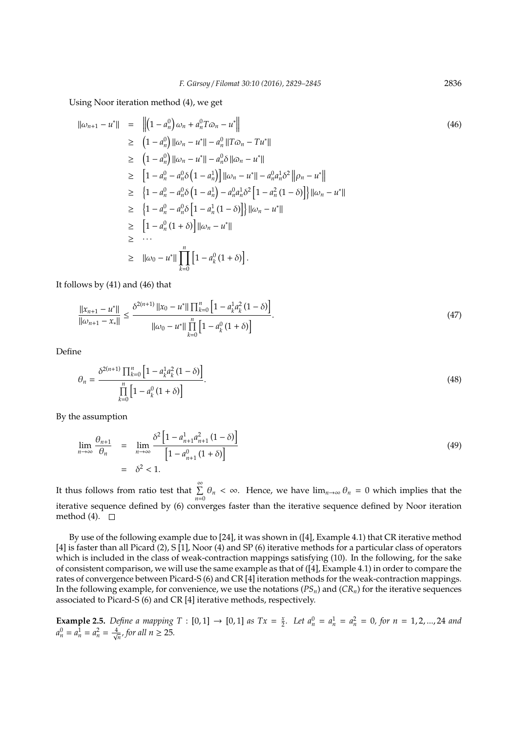Using Noor iteration method (4), we get

$$
\begin{aligned}
\|\omega_{n+1} - u^*\| &= \left\| \left(1 - a_n^0\right) \omega_n + a_n^0 T\varpi_n - u^* \right\| \\
&\geq \left(1 - a_n^0\right) \|\omega_n - u^*\| - a_n^0 \|T\varpi_n - Tu^*\| \\
&\geq \left(1 - a_n^0\right) \|\omega_n - u^*\| - a_n^0 \delta \|\varpi_n - u^*\| \\
&\geq \left[1 - a_n^0 - a_n^0 \delta \left(1 - a_n^1\right)\right] \|\omega_n - u^*\| - a_n^0 a_n^1 \delta^2 \left\|\rho_n - u^*\right\| \\
&\geq \left\{1 - a_n^0 - a_n^0 \delta \left(1 - a_n^1\right) - a_n^0 a_n^1 \delta^2 \left[1 - a_n^2 (1 - \delta)\right]\right\} \|\omega_n - u^*\| \\
&\geq \left\{1 - a_n^0 - a_n^0 \delta \left[1 - a_n^1 (1 - \delta)\right]\right\} \|\omega_n - u^*\| \\
&\geq \left[1 - a_n^0 (1 + \delta)\right] \|\omega_n - u^*\| \\
&\geq \cdots \\
&\geq \|\omega_0 - u^*\| \prod_{k=0}^{n} \left[1 - a_k^0 (1 + \delta)\right].
\end{aligned} \tag{46}
$$

It follows by (41) and (46) that

$$
\frac{\|x_{n+1} - u^*\|}{\|\omega_{n+1} - x_*\|} \leq \frac{\delta^{2(n+1)} \|x_0 - u^*\| \prod_{k=0}^{n} \left[1 - a_k^1 a_k^2 (1 - \delta)\right]}{\|\omega_0 - u^*\| \prod\limits_{k=0}^{n} \left[1 - a_k^0 (1 + \delta)\right]}. \tag{47}
$$

Define

$$
\theta_n = \frac{\delta^{2(n+1)} \prod_{k=0}^{n} \left[1 - a_k^1 a_k^2 (1 - \delta)\right]}{\prod\limits_{k=0}^{n} \left[1 - a_k^0 (1 + \delta)\right]}. \tag{48}
$$

By the assumption

$$
\begin{aligned}
\lim_{n \to \infty} \frac{\theta_{n+1}}{\theta_n} &= \lim_{n \to \infty} \frac{\delta^2 \left[1 - a_{n+1}^1 a_{n+1}^2 (1 - \delta)\right]}{\left[1 - a_{n+1}^0 (1 + \delta)\right]} \\
&= \delta^2 < 1.
\end{aligned} \tag{49}
$$

It thus follows from ratio test that $\sum\limits_{n=0}^{\infty} \theta_n < \infty$. Hence, we have $\lim_{n\to\infty} \theta_n = 0$ which implies that the iterative sequence defined by (6) converges faster than the iterative sequence defined by Noor iteration method (4). □

By use of the following example due to [24], it was shown in ([4], Example 4.1) that CR iterative method [4] is faster than all Picard (2), S [1], Noor (4) and SP (6) iterative methods for a particular class of operators which is included in the class of weak-contraction mappings satisfying (10). In the following, for the sake of consistent comparison, we will use the same example as that of ([4], Example 4.1) in order to compare the rates of convergence between Picard-S (6) and CR [4] iteration methods for the weak-contraction mappings. In the following example, for convenience, we use the notations $(PS_n)$ and $(CR_n)$ for the iterative sequences associated to Picard-S (6) and CR [4] iterative methods, respectively.

**Example 2.5.** *Define a mapping $T : [0, 1] \to [0, 1]$ as $Tx = \frac{x}{2}$. Let $a_n^0 = a_n^1 = a_n^2 = 0$, for $n = 1, 2, ..., 24$ and $a_n^0 = a_n^1 = a_n^2 = \frac{4}{\sqrt{n}}$, for all $n \geq 25$.*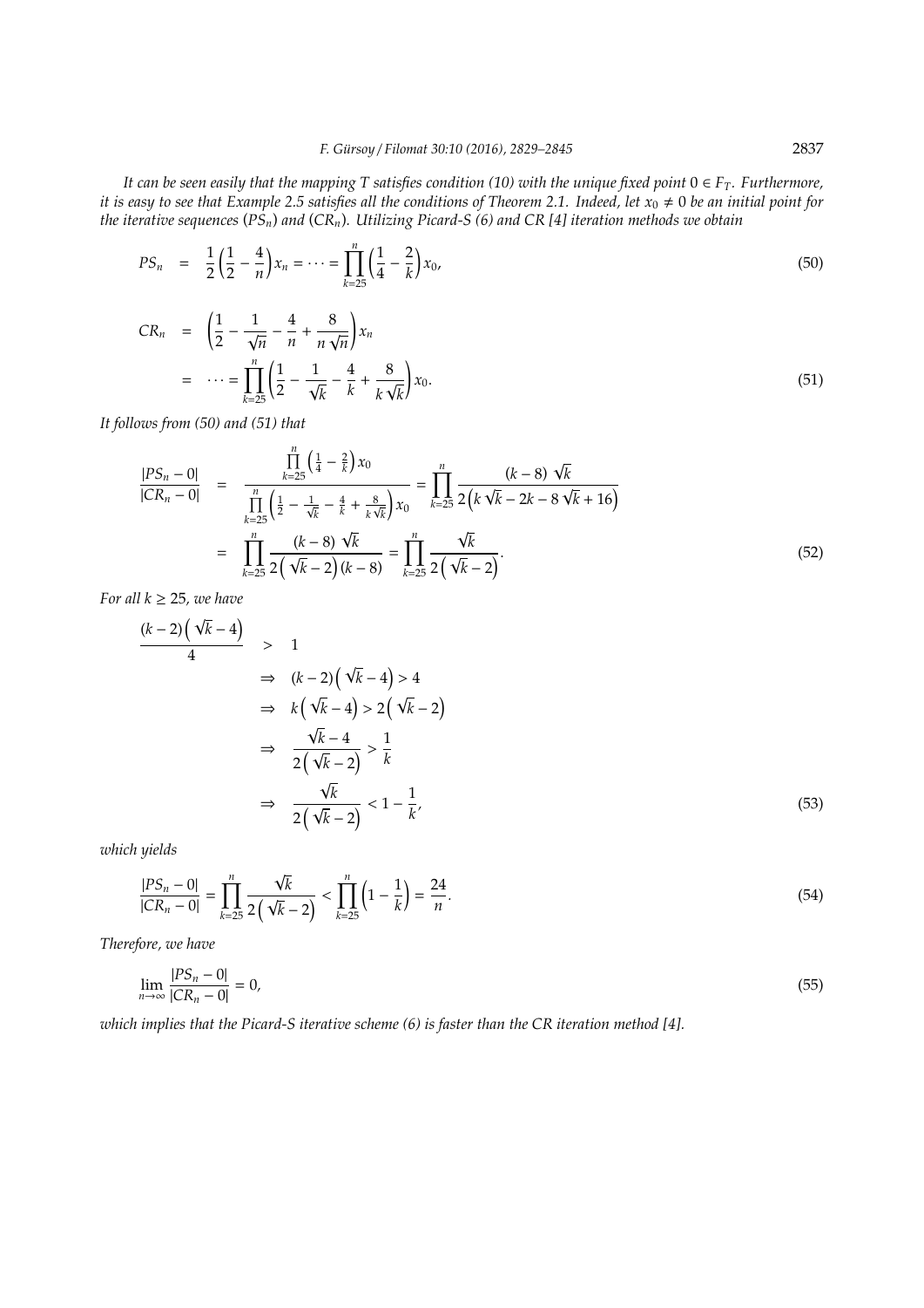*It can be seen easily that the mapping $T$ satisfies condition (10) with the unique fixed point $0 \in F_T$. Furthermore, it is easy to see that Example 2.5 satisfies all the conditions of Theorem 2.1. Indeed, let $x_0 \neq 0$ be an initial point for the iterative sequences $(PS_n)$ and $(CR_n)$. Utilizing Picard-S (6) and CR [4] iteration methods we obtain*

$$PS_n = \frac{1}{2}\left(\frac{1}{2} - \frac{4}{n}\right)x_n = \cdots = \prod_{k=25}^{n}\left(\frac{1}{4} - \frac{2}{k}\right)x_0, \tag{50}$$

$$\begin{aligned} CR_n &= \left(\frac{1}{2} - \frac{1}{\sqrt{n}} - \frac{4}{n} + \frac{8}{n\sqrt{n}}\right)x_n \\ &= \cdots = \prod_{k=25}^{n}\left(\frac{1}{2} - \frac{1}{\sqrt{k}} - \frac{4}{k} + \frac{8}{k\sqrt{k}}\right)x_0. \end{aligned} \tag{51}$$

*It follows from (50) and (51) that*

$$\begin{aligned} \frac{|PS_n - 0|}{|CR_n - 0|} &= \frac{\prod_{k=25}^{n}\left(\frac{1}{4} - \frac{2}{k}\right)x_0}{\prod_{k=25}^{n}\left(\frac{1}{2} - \frac{1}{\sqrt{k}} - \frac{4}{k} + \frac{8}{k\sqrt{k}}\right)x_0} = \prod_{k=25}^{n}\frac{(k-8)\sqrt{k}}{2\left(k\sqrt{k} - 2k - 8\sqrt{k} + 16\right)} \\ &= \prod_{k=25}^{n}\frac{(k-8)\sqrt{k}}{2\left(\sqrt{k}-2\right)(k-8)} = \prod_{k=25}^{n}\frac{\sqrt{k}}{2\left(\sqrt{k}-2\right)}. \end{aligned} \tag{52}$$

*For all $k \geq 25$, we have*

$$\begin{aligned} \frac{(k-2)\left(\sqrt{k}-4\right)}{4} &> 1 \\ &\Rightarrow (k-2)\left(\sqrt{k}-4\right) > 4 \\ &\Rightarrow k\left(\sqrt{k}-4\right) > 2\left(\sqrt{k}-2\right) \\ &\Rightarrow \frac{\sqrt{k}-4}{2\left(\sqrt{k}-2\right)} > \frac{1}{k} \\ &\Rightarrow \frac{\sqrt{k}}{2\left(\sqrt{k}-2\right)} < 1 - \frac{1}{k}, \end{aligned} \tag{53}$$

*which yields*

$$\frac{|PS_n - 0|}{|CR_n - 0|} = \prod_{k=25}^{n}\frac{\sqrt{k}}{2\left(\sqrt{k}-2\right)} < \prod_{k=25}^{n}\left(1 - \frac{1}{k}\right) = \frac{24}{n}. \tag{54}$$

*Therefore, we have*

$$\lim_{n\to\infty}\frac{|PS_n - 0|}{|CR_n - 0|} = 0, \tag{55}$$

*which implies that the Picard-S iterative scheme (6) is faster than the CR iteration method [4].*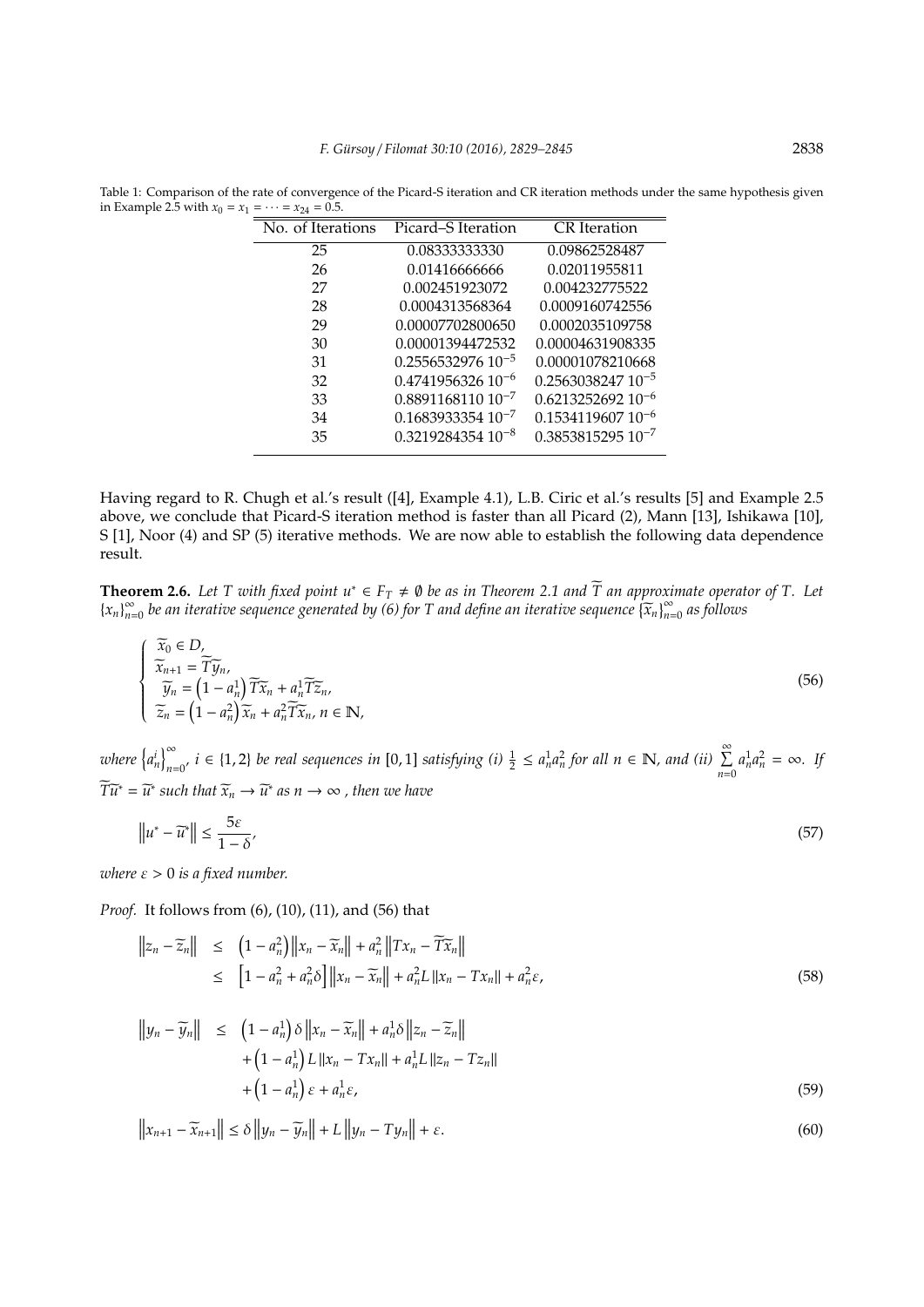Table 1: Comparison of the rate of convergence of the Picard-S iteration and CR iteration methods under the same hypothesis given in Example 2.5 with $x_0 = x_1 = \cdots = x_{24} = 0.5$.

| No. of Iterations | Picard–S Iteration | CR Iteration |
|---|---|---|
| 25 | 0.08333333330 | 0.09862528487 |
| 26 | 0.01416666666 | 0.02011955811 |
| 27 | 0.002451923072 | 0.004232775522 |
| 28 | 0.0004313568364 | 0.0009160742556 |
| 29 | 0.00007702800650 | 0.0002035109758 |
| 30 | 0.00001394472532 | 0.00004631908335 |
| 31 | $0.2556532976\ 10^{-5}$ | 0.00001078210668 |
| 32 | $0.4741956326\ 10^{-6}$ | $0.2563038247\ 10^{-5}$ |
| 33 | $0.8891168110\ 10^{-7}$ | $0.6213252692\ 10^{-6}$ |
| 34 | $0.1683933354\ 10^{-7}$ | $0.1534119607\ 10^{-6}$ |
| 35 | $0.3219284354\ 10^{-8}$ | $0.3853815295\ 10^{-7}$ |

Having regard to R. Chugh et al.'s result ([4], Example 4.1), L.B. Ciric et al.'s results [5] and Example 2.5 above, we conclude that Picard-S iteration method is faster than all Picard (2), Mann [13], Ishikawa [10], S [1], Noor (4) and SP (5) iterative methods. We are now able to establish the following data dependence result.

**Theorem 2.6.** *Let $T$ with fixed point $u^* \in F_T \neq \emptyset$ be as in Theorem 2.1 and $\widetilde{T}$ an approximate operator of $T$. Let $\{x_n\}_{n=0}^{\infty}$ be an iterative sequence generated by (6) for $T$ and define an iterative sequence $\{\widetilde{x}_n\}_{n=0}^{\infty}$ as follows*

$$\begin{cases} \widetilde{x}_0 \in D, \\ \widetilde{x}_{n+1} = \widetilde{T}\widetilde{y}_n, \\ \widetilde{y}_n = \left(1 - a_n^1\right)\widetilde{T}\widetilde{x}_n + a_n^1 \widetilde{T}\widetilde{z}_n, \\ \widetilde{z}_n = \left(1 - a_n^2\right)\widetilde{x}_n + a_n^2 \widetilde{T}\widetilde{x}_n,\ n \in \mathbb{N}, \end{cases} \tag{56}$$

*where $\left\{a_n^i\right\}_{n=0}^{\infty}$, $i \in \{1,2\}$ be real sequences in $[0,1]$ satisfying (i) $\frac{1}{2} \leq a_n^1 a_n^2$ for all $n \in \mathbb{N}$, and (ii) $\sum_{n=0}^{\infty} a_n^1 a_n^2 = \infty$. If $\widetilde{T}\widetilde{u}^* = \widetilde{u}^*$ such that $\widetilde{x}_n \to \widetilde{u}^*$ as $n \to \infty$, then we have*

$$\left\|u^* - \widetilde{u}^*\right\| \leq \frac{5\varepsilon}{1-\delta}, \tag{57}$$

*where $\varepsilon > 0$ is a fixed number.*

*Proof.* It follows from (6), (10), (11), and (56) that

$$\begin{aligned} \left\|z_n - \widetilde{z}_n\right\| &\leq \left(1 - a_n^2\right)\left\|x_n - \widetilde{x}_n\right\| + a_n^2 \left\|Tx_n - \widetilde{T}\widetilde{x}_n\right\| \\ &\leq \left[1 - a_n^2 + a_n^2 \delta\right]\left\|x_n - \widetilde{x}_n\right\| + a_n^2 L \left\|x_n - Tx_n\right\| + a_n^2 \varepsilon, \end{aligned} \tag{58}$$

$$\begin{aligned} \left\|y_n - \widetilde{y}_n\right\| &\leq \left(1 - a_n^1\right)\delta\left\|x_n - \widetilde{x}_n\right\| + a_n^1 \delta \left\|z_n - \widetilde{z}_n\right\| \\ &\quad + \left(1 - a_n^1\right) L \left\|x_n - Tx_n\right\| + a_n^1 L \left\|z_n - Tz_n\right\| \\ &\quad + \left(1 - a_n^1\right)\varepsilon + a_n^1 \varepsilon, \end{aligned} \tag{59}$$

$$\left\|x_{n+1} - \widetilde{x}_{n+1}\right\| \leq \delta\left\|y_n - \widetilde{y}_n\right\| + L\left\|y_n - Ty_n\right\| + \varepsilon. \tag{60}$$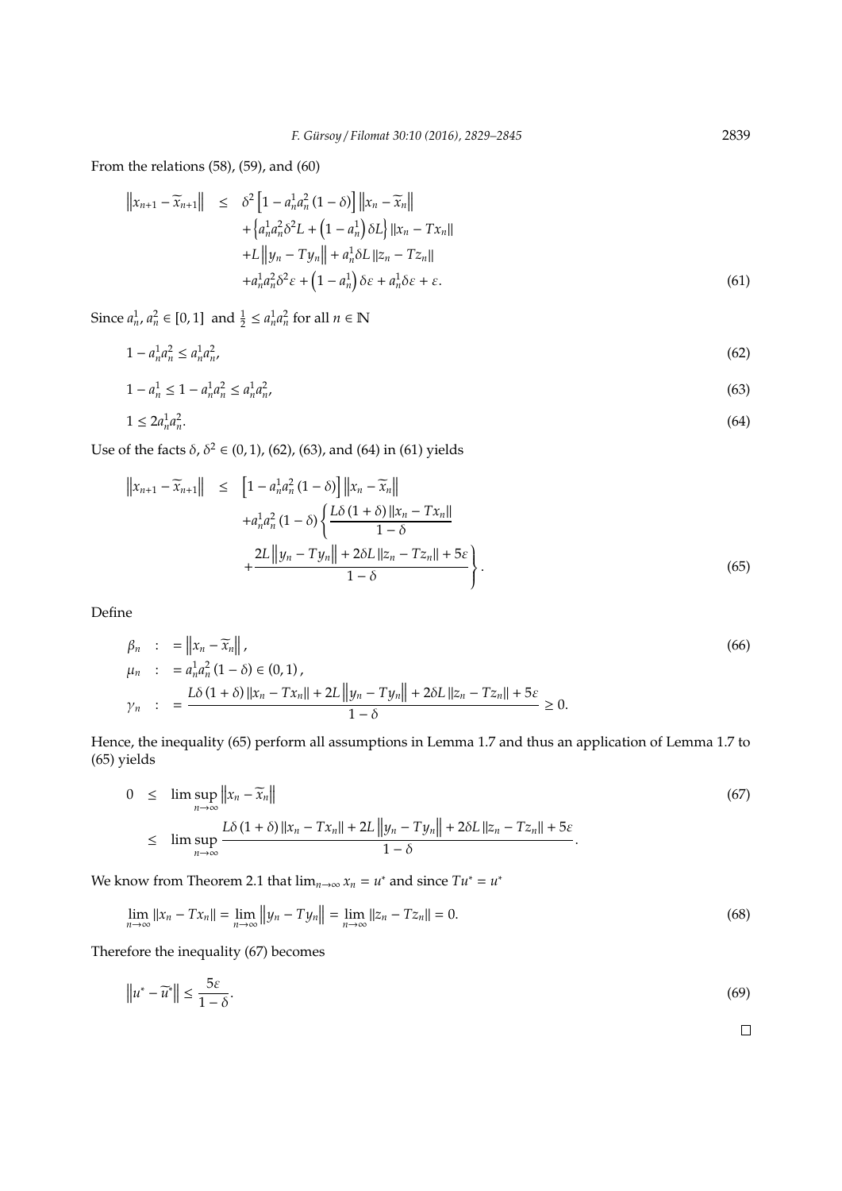From the relations (58), (59), and (60)

$$\begin{aligned}
\left\|x_{n+1}-\widetilde{x}_{n+1}\right\| \leq\ & \delta^{2}\left[1-a_{n}^{1}a_{n}^{2}(1-\delta)\right]\left\|x_{n}-\widetilde{x}_{n}\right\| \\
& +\left\{a_{n}^{1}a_{n}^{2}\delta^{2}L+\left(1-a_{n}^{1}\right)\delta L\right\}\left\|x_{n}-Tx_{n}\right\| \\
& +L\left\|y_{n}-Ty_{n}\right\|+a_{n}^{1}\delta L\left\|z_{n}-Tz_{n}\right\| \\
& +a_{n}^{1}a_{n}^{2}\delta^{2}\varepsilon+\left(1-a_{n}^{1}\right)\delta\varepsilon+a_{n}^{1}\delta\varepsilon+\varepsilon.
\end{aligned} \tag{61}$$

Since $a_n^1, a_n^2 \in [0,1]$ and $\frac{1}{2} \leq a_n^1 a_n^2$ for all $n \in \mathbb{N}$

$$1-a_{n}^{1}a_{n}^{2} \leq a_{n}^{1}a_{n}^{2}, \tag{62}$$

$$1-a_{n}^{1} \leq 1-a_{n}^{1}a_{n}^{2} \leq a_{n}^{1}a_{n}^{2}, \tag{63}$$

$$1 \leq 2a_{n}^{1}a_{n}^{2}. \tag{64}$$

Use of the facts $\delta, \delta^2 \in (0,1)$, (62), (63), and (64) in (61) yields

$$\begin{aligned}
\left\|x_{n+1}-\widetilde{x}_{n+1}\right\| \leq\ & \left[1-a_{n}^{1}a_{n}^{2}(1-\delta)\right]\left\|x_{n}-\widetilde{x}_{n}\right\| \\
& +a_{n}^{1}a_{n}^{2}(1-\delta)\left\{\frac{L\delta(1+\delta)\left\|x_{n}-Tx_{n}\right\|}{1-\delta}\right. \\
& \left.+\frac{2L\left\|y_{n}-Ty_{n}\right\|+2\delta L\left\|z_{n}-Tz_{n}\right\|+5\varepsilon}{1-\delta}\right\}.
\end{aligned} \tag{65}$$

Define

$$\begin{aligned}
\beta_{n} &:= \left\|x_{n}-\widetilde{x}_{n}\right\|, \\
\mu_{n} &:= a_{n}^{1}a_{n}^{2}(1-\delta) \in (0,1), \\
\gamma_{n} &:= \frac{L\delta(1+\delta)\left\|x_{n}-Tx_{n}\right\|+2L\left\|y_{n}-Ty_{n}\right\|+2\delta L\left\|z_{n}-Tz_{n}\right\|+5\varepsilon}{1-\delta} \geq 0.
\end{aligned} \tag{66}$$

Hence, the inequality (65) perform all assumptions in Lemma 1.7 and thus an application of Lemma 1.7 to (65) yields

$$\begin{aligned}
0 &\leq \limsup_{n\to\infty}\left\|x_{n}-\widetilde{x}_{n}\right\| \\
&\leq \limsup_{n\to\infty}\frac{L\delta(1+\delta)\left\|x_{n}-Tx_{n}\right\|+2L\left\|y_{n}-Ty_{n}\right\|+2\delta L\left\|z_{n}-Tz_{n}\right\|+5\varepsilon}{1-\delta}.
\end{aligned} \tag{67}$$

We know from Theorem 2.1 that $\lim_{n\to\infty} x_n = u^*$ and since $Tu^* = u^*$

$$\lim_{n\to\infty}\left\|x_{n}-Tx_{n}\right\| = \lim_{n\to\infty}\left\|y_{n}-Ty_{n}\right\| = \lim_{n\to\infty}\left\|z_{n}-Tz_{n}\right\| = 0. \tag{68}$$

Therefore the inequality (67) becomes

$$\left\|u^{*}-\widetilde{u}^{*}\right\| \leq \frac{5\varepsilon}{1-\delta}. \tag{69}$$

□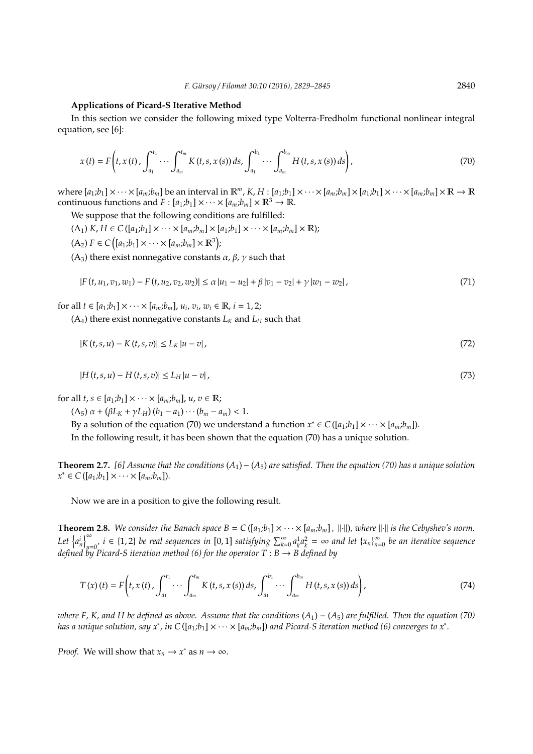**Applications of Picard-S Iterative Method**

In this section we consider the following mixed type Volterra-Fredholm functional nonlinear integral equation, see [6]:

$$x(t) = F\left(t, x(t), \int_{a_1}^{t_1} \cdots \int_{a_m}^{t_m} K(t, s, x(s))\, ds, \int_{a_1}^{b_1} \cdots \int_{a_m}^{b_m} H(t, s, x(s))\, ds\right), \tag{70}$$

where $[a_1;b_1] \times \cdots \times [a_m;b_m]$ be an interval in $\mathbb{R}^m$, $K, H : [a_1;b_1] \times \cdots \times [a_m;b_m] \times [a_1;b_1] \times \cdots \times [a_m;b_m] \times \mathbb{R} \to \mathbb{R}$ continuous functions and $F : [a_1;b_1] \times \cdots \times [a_m;b_m] \times \mathbb{R}^3 \to \mathbb{R}$.

We suppose that the following conditions are fulfilled:

$(A_1)$ $K, H \in C([a_1;b_1] \times \cdots \times [a_m;b_m] \times [a_1;b_1] \times \cdots \times [a_m;b_m] \times \mathbb{R})$;

$(A_2)$ $F \in C\left([a_1;b_1] \times \cdots \times [a_m;b_m] \times \mathbb{R}^3\right)$;

$(A_3)$ there exist nonnegative constants $\alpha$, $\beta$, $\gamma$ such that

$$|F(t, u_1, v_1, w_1) - F(t, u_2, v_2, w_2)| \leq \alpha |u_1 - u_2| + \beta |v_1 - v_2| + \gamma |w_1 - w_2|, \tag{71}$$

for all $t \in [a_1;b_1] \times \cdots \times [a_m;b_m]$, $u_i, v_i, w_i \in \mathbb{R}$, $i = 1, 2$;

$(A_4)$ there exist nonnegative constants $L_K$ and $L_H$ such that

$$|K(t, s, u) - K(t, s, v)| \leq L_K |u - v|, \tag{72}$$

$$|H(t, s, u) - H(t, s, v)| \leq L_H |u - v|, \tag{73}$$

for all $t, s \in [a_1;b_1] \times \cdots \times [a_m;b_m]$, $u, v \in \mathbb{R}$;

$(A_5)$ $\alpha + (\beta L_K + \gamma L_H)(b_1 - a_1) \cdots (b_m - a_m) < 1$.

By a solution of the equation (70) we understand a function $x^* \in C([a_1;b_1] \times \cdots \times [a_m;b_m])$.

In the following result, it has been shown that the equation (70) has a unique solution.

**Theorem 2.7.** *[6] Assume that the conditions $(A_1) - (A_5)$ are satisfied. Then the equation (70) has a unique solution $x^* \in C([a_1;b_1] \times \cdots \times [a_m;b_m])$.*

Now we are in a position to give the following result.

**Theorem 2.8.** *We consider the Banach space $B = C([a_1;b_1] \times \cdots \times [a_m;b_m], \|\cdot\|)$, where $\|\cdot\|$ is the Cebyshev's norm. Let $\left\{a_n^i\right\}_{n=0}^{\infty}$, $i \in \{1, 2\}$ be real sequences in $[0, 1]$ satisfying $\sum_{k=0}^{\infty} a_k^1 a_k^2 = \infty$ and let $\{x_n\}_{n=0}^{\infty}$ be an iterative sequence defined by Picard-S iteration method (6) for the operator $T : B \to B$ defined by*

$$T(x)(t) = F\left(t, x(t), \int_{a_1}^{t_1} \cdots \int_{a_m}^{t_m} K(t, s, x(s))\, ds, \int_{a_1}^{b_1} \cdots \int_{a_m}^{b_m} H(t, s, x(s))\, ds\right), \tag{74}$$

*where $F$, $K$, and $H$ be defined as above. Assume that the conditions $(A_1) - (A_5)$ are fulfilled. Then the equation (70) has a unique solution, say $x^*$, in $C([a_1;b_1] \times \cdots \times [a_m;b_m])$ and Picard-S iteration method (6) converges to $x^*$.*

*Proof.* We will show that $x_n \to x^*$ as $n \to \infty$.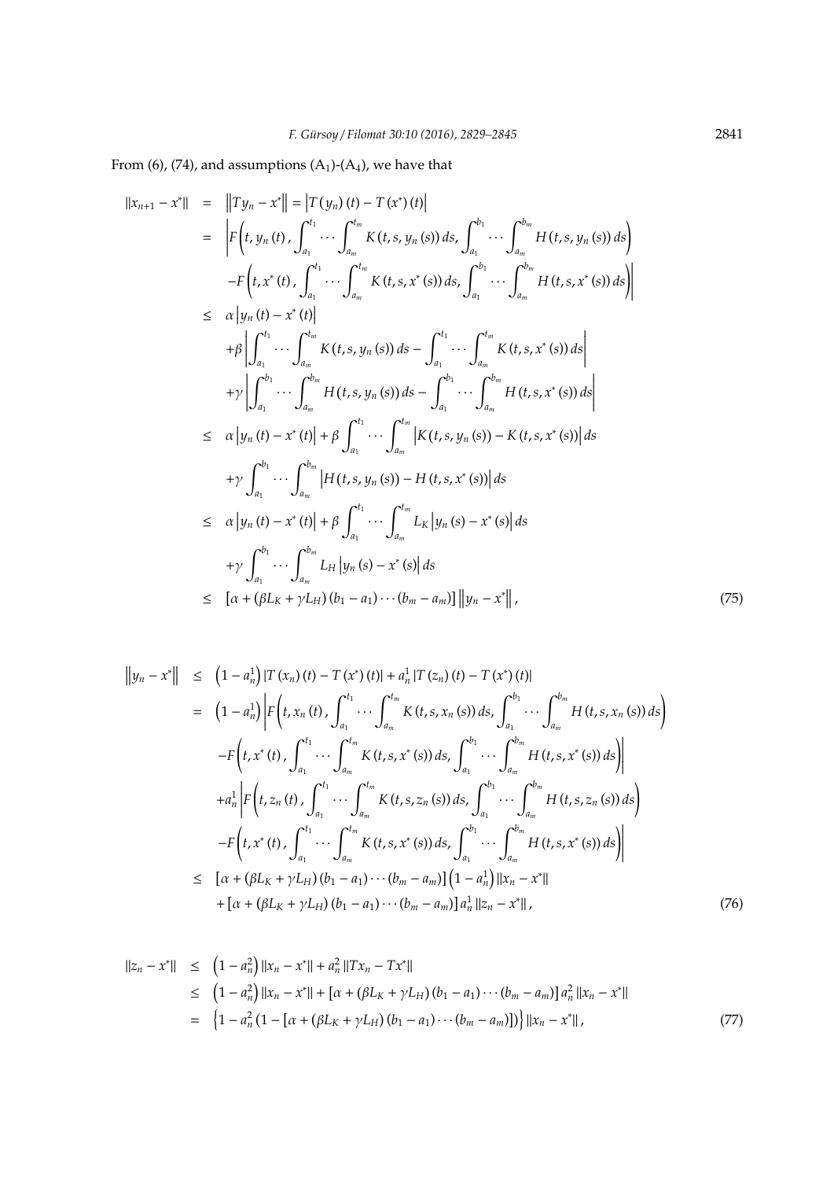From (6), (74), and assumptions ($A_1$)-($A_4$), we have that

$$
\begin{aligned}
\|x_{n+1} - x^*\| &= \left\|Ty_n - x^*\right\| = \left|T(y_n)(t) - T(x^*)(t)\right| \\
&= \Bigg|F\left(t, y_n(t), \int_{a_1}^{t_1} \cdots \int_{a_m}^{t_m} K(t,s,y_n(s))\, ds, \int_{a_1}^{b_1} \cdots \int_{a_m}^{b_m} H(t,s,y_n(s))\, ds\right) \\
&\quad - F\left(t, x^*(t), \int_{a_1}^{t_1} \cdots \int_{a_m}^{t_m} K(t,s,x^*(s))\, ds, \int_{a_1}^{b_1} \cdots \int_{a_m}^{b_m} H(t,s,x^*(s))\, ds\right)\Bigg| \\
&\leq \alpha \left|y_n(t) - x^*(t)\right| \\
&\quad + \beta \left|\int_{a_1}^{t_1} \cdots \int_{a_m}^{t_m} K(t,s,y_n(s))\, ds - \int_{a_1}^{t_1} \cdots \int_{a_m}^{t_m} K(t,s,x^*(s))\, ds\right| \\
&\quad + \gamma \left|\int_{a_1}^{b_1} \cdots \int_{a_m}^{b_m} H(t,s,y_n(s))\, ds - \int_{a_1}^{b_1} \cdots \int_{a_m}^{b_m} H(t,s,x^*(s))\, ds\right| \\
&\leq \alpha \left|y_n(t) - x^*(t)\right| + \beta \int_{a_1}^{t_1} \cdots \int_{a_m}^{t_m} \left|K(t,s,y_n(s)) - K(t,s,x^*(s))\right| ds \\
&\quad + \gamma \int_{a_1}^{b_1} \cdots \int_{a_m}^{b_m} \left|H(t,s,y_n(s)) - H(t,s,x^*(s))\right| ds \\
&\leq \alpha \left|y_n(t) - x^*(t)\right| + \beta \int_{a_1}^{t_1} \cdots \int_{a_m}^{t_m} L_K \left|y_n(s) - x^*(s)\right| ds \\
&\quad + \gamma \int_{a_1}^{b_1} \cdots \int_{a_m}^{b_m} L_H \left|y_n(s) - x^*(s)\right| ds \\
&\leq \left[\alpha + (\beta L_K + \gamma L_H)(b_1 - a_1) \cdots (b_m - a_m)\right] \left\|y_n - x^*\right\|,
\end{aligned} \tag{75}
$$

$$
\begin{aligned}
\left\|y_n - x^*\right\| &\leq \left(1 - a_n^1\right) \left|T(x_n)(t) - T(x^*)(t)\right| + a_n^1 \left|T(z_n)(t) - T(x^*)(t)\right| \\
&= \left(1 - a_n^1\right) \Bigg|F\left(t, x_n(t), \int_{a_1}^{t_1} \cdots \int_{a_m}^{t_m} K(t,s,x_n(s))\, ds, \int_{a_1}^{b_1} \cdots \int_{a_m}^{b_m} H(t,s,x_n(s))\, ds\right) \\
&\quad - F\left(t, x^*(t), \int_{a_1}^{t_1} \cdots \int_{a_m}^{t_m} K(t,s,x^*(s))\, ds, \int_{a_1}^{b_1} \cdots \int_{a_m}^{b_m} H(t,s,x^*(s))\, ds\right)\Bigg| \\
&\quad + a_n^1 \Bigg|F\left(t, z_n(t), \int_{a_1}^{t_1} \cdots \int_{a_m}^{t_m} K(t,s,z_n(s))\, ds, \int_{a_1}^{b_1} \cdots \int_{a_m}^{b_m} H(t,s,z_n(s))\, ds\right) \\
&\quad - F\left(t, x^*(t), \int_{a_1}^{t_1} \cdots \int_{a_m}^{t_m} K(t,s,x^*(s))\, ds, \int_{a_1}^{b_1} \cdots \int_{a_m}^{b_m} H(t,s,x^*(s))\, ds\right)\Bigg| \\
&\leq \left[\alpha + (\beta L_K + \gamma L_H)(b_1 - a_1) \cdots (b_m - a_m)\right] \left(1 - a_n^1\right) \|x_n - x^*\| \\
&\quad + \left[\alpha + (\beta L_K + \gamma L_H)(b_1 - a_1) \cdots (b_m - a_m)\right] a_n^1 \|z_n - x^*\|,
\end{aligned} \tag{76}
$$

$$
\begin{aligned}
\|z_n - x^*\| &\leq \left(1 - a_n^2\right) \|x_n - x^*\| + a_n^2 \|Tx_n - Tx^*\| \\
&\leq \left(1 - a_n^2\right) \|x_n - x^*\| + \left[\alpha + (\beta L_K + \gamma L_H)(b_1 - a_1) \cdots (b_m - a_m)\right] a_n^2 \|x_n - x^*\| \\
&= \left\{1 - a_n^2 \left(1 - \left[\alpha + (\beta L_K + \gamma L_H)(b_1 - a_1) \cdots (b_m - a_m)\right]\right)\right\} \|x_n - x^*\|,
\end{aligned} \tag{77}
$$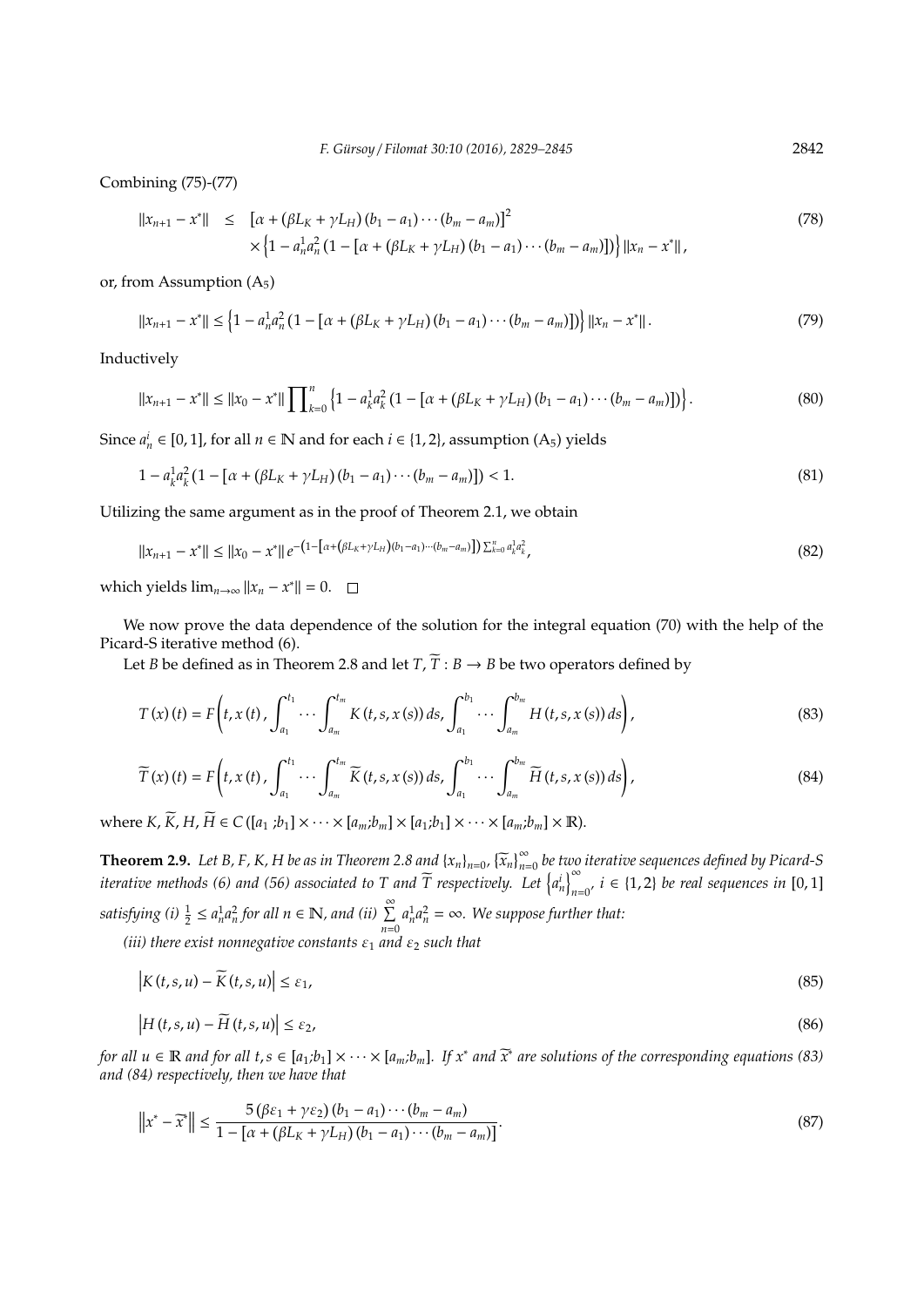Combining (75)-(77)

$$\|x_{n+1} - x^*\| \leq [\alpha + (\beta L_K + \gamma L_H)(b_1 - a_1)\cdots(b_m - a_m)]^2 \times \left\{1 - a_n^1 a_n^2 \left(1 - [\alpha + (\beta L_K + \gamma L_H)(b_1 - a_1)\cdots(b_m - a_m)]\right)\right\} \|x_n - x^*\|, \tag{78}$$

or, from Assumption ($A_5$)

$$\|x_{n+1} - x^*\| \leq \left\{1 - a_n^1 a_n^2 \left(1 - [\alpha + (\beta L_K + \gamma L_H)(b_1 - a_1)\cdots(b_m - a_m)]\right)\right\} \|x_n - x^*\|. \tag{79}$$

Inductively

$$\|x_{n+1} - x^*\| \leq \|x_0 - x^*\| \prod\nolimits_{k=0}^{n} \left\{1 - a_k^1 a_k^2 \left(1 - [\alpha + (\beta L_K + \gamma L_H)(b_1 - a_1)\cdots(b_m - a_m)]\right)\right\}. \tag{80}$$

Since $a_n^i \in [0,1]$, for all $n \in \mathbb{N}$ and for each $i \in \{1,2\}$, assumption ($A_5$) yields

$$1 - a_k^1 a_k^2 \left(1 - [\alpha + (\beta L_K + \gamma L_H)(b_1 - a_1)\cdots(b_m - a_m)]\right) < 1. \tag{81}$$

Utilizing the same argument as in the proof of Theorem 2.1, we obtain

$$\|x_{n+1} - x^*\| \leq \|x_0 - x^*\| e^{-\left(1 - \left[\alpha + \left(\beta L_K + \gamma L_H\right)(b_1 - a_1)\cdots(b_m - a_m)\right]\right) \sum_{k=0}^{n} a_k^1 a_k^2}, \tag{82}$$

which yields $\lim_{n\to\infty} \|x_n - x^*\| = 0$. $\square$

We now prove the data dependence of the solution for the integral equation (70) with the help of the Picard-S iterative method (6).

Let $B$ be defined as in Theorem 2.8 and let $T, \widetilde{T} : B \to B$ be two operators defined by

$$T(x)(t) = F\left(t, x(t), \int_{a_1}^{t_1} \cdots \int_{a_m}^{t_m} K(t, s, x(s))\, ds, \int_{a_1}^{b_1} \cdots \int_{a_m}^{b_m} H(t, s, x(s))\, ds\right), \tag{83}$$

$$\widetilde{T}(x)(t) = F\left(t, x(t), \int_{a_1}^{t_1} \cdots \int_{a_m}^{t_m} \widetilde{K}(t, s, x(s))\, ds, \int_{a_1}^{b_1} \cdots \int_{a_m}^{b_m} \widetilde{H}(t, s, x(s))\, ds\right), \tag{84}$$

where $K, \widetilde{K}, H, \widetilde{H} \in C([a_1;b_1] \times \cdots \times [a_m;b_m] \times [a_1;b_1] \times \cdots \times [a_m;b_m] \times \mathbb{R})$.

**Theorem 2.9.** *Let $B$, $F$, $K$, $H$ be as in Theorem 2.8 and $\{x_n\}_{n=0}$, $\{\widetilde{x}_n\}_{n=0}^{\infty}$ be two iterative sequences defined by Picard-S iterative methods (6) and (56) associated to $T$ and $\widetilde{T}$ respectively. Let $\left\{a_n^i\right\}_{n=0}^{\infty}$, $i \in \{1,2\}$ be real sequences in $[0,1]$ satisfying (i) $\frac{1}{2} \leq a_n^1 a_n^2$ for all $n \in \mathbb{N}$, and (ii) $\sum\limits_{n=0}^{\infty} a_n^1 a_n^2 = \infty$. We suppose further that:*

*(iii) there exist nonnegative constants $\varepsilon_1$ and $\varepsilon_2$ such that*

$$\left|K(t,s,u) - \widetilde{K}(t,s,u)\right| \leq \varepsilon_1, \tag{85}$$

$$\left|H(t,s,u) - \widetilde{H}(t,s,u)\right| \leq \varepsilon_2, \tag{86}$$

*for all $u \in \mathbb{R}$ and for all $t, s \in [a_1;b_1] \times \cdots \times [a_m;b_m]$. If $x^*$ and $\widetilde{x}^*$ are solutions of the corresponding equations (83) and (84) respectively, then we have that*

$$\left\|x^* - \widetilde{x}^*\right\| \leq \frac{5(\beta\varepsilon_1 + \gamma\varepsilon_2)(b_1 - a_1)\cdots(b_m - a_m)}{1 - [\alpha + (\beta L_K + \gamma L_H)(b_1 - a_1)\cdots(b_m - a_m)]}. \tag{87}$$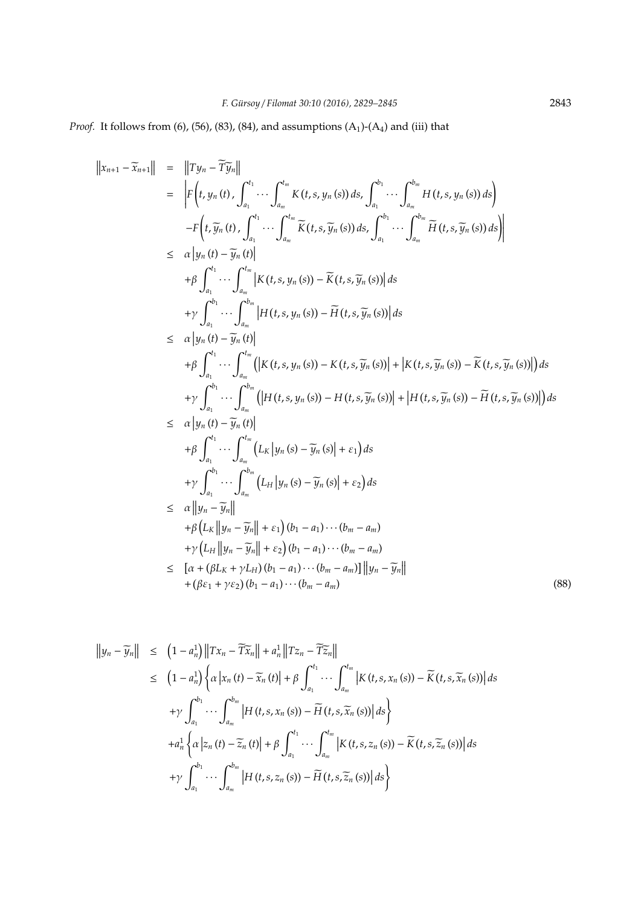*Proof.* It follows from (6), (56), (83), (84), and assumptions ($A_1$)-($A_4$) and (iii) that

$$
\begin{aligned}
\left\|x_{n+1}-\widetilde{x}_{n+1}\right\| &= \left\|Ty_n-\widetilde{T}\widetilde{y}_n\right\| \\
&= \left|F\left(t, y_n(t), \int_{a_1}^{t_1}\cdots\int_{a_m}^{t_m} K(t,s,y_n(s))\,ds, \int_{a_1}^{b_1}\cdots\int_{a_m}^{b_m} H(t,s,y_n(s))\,ds\right)\right. \\
&\quad \left. -F\left(t, \widetilde{y}_n(t), \int_{a_1}^{t_1}\cdots\int_{a_m}^{t_m} \widetilde{K}(t,s,\widetilde{y}_n(s))\,ds, \int_{a_1}^{b_1}\cdots\int_{a_m}^{b_m} \widetilde{H}(t,s,\widetilde{y}_n(s))\,ds\right)\right| \\
&\leq \alpha\left|y_n(t)-\widetilde{y}_n(t)\right| \\
&\quad +\beta\int_{a_1}^{t_1}\cdots\int_{a_m}^{t_m}\left|K(t,s,y_n(s))-\widetilde{K}(t,s,\widetilde{y}_n(s))\right|ds \\
&\quad +\gamma\int_{a_1}^{b_1}\cdots\int_{a_m}^{b_m}\left|H(t,s,y_n(s))-\widetilde{H}(t,s,\widetilde{y}_n(s))\right|ds \\
&\leq \alpha\left|y_n(t)-\widetilde{y}_n(t)\right| \\
&\quad +\beta\int_{a_1}^{t_1}\cdots\int_{a_m}^{t_m}\left(\left|K(t,s,y_n(s))-K(t,s,\widetilde{y}_n(s))\right|+\left|K(t,s,\widetilde{y}_n(s))-\widetilde{K}(t,s,\widetilde{y}_n(s))\right|\right)ds \\
&\quad +\gamma\int_{a_1}^{b_1}\cdots\int_{a_m}^{b_m}\left(\left|H(t,s,y_n(s))-H(t,s,\widetilde{y}_n(s))\right|+\left|H(t,s,\widetilde{y}_n(s))-\widetilde{H}(t,s,\widetilde{y}_n(s))\right|\right)ds \\
&\leq \alpha\left|y_n(t)-\widetilde{y}_n(t)\right| \\
&\quad +\beta\int_{a_1}^{t_1}\cdots\int_{a_m}^{t_m}\left(L_K\left|y_n(s)-\widetilde{y}_n(s)\right|+\varepsilon_1\right)ds \\
&\quad +\gamma\int_{a_1}^{b_1}\cdots\int_{a_m}^{b_m}\left(L_H\left|y_n(s)-\widetilde{y}_n(s)\right|+\varepsilon_2\right)ds \\
&\leq \alpha\left\|y_n-\widetilde{y}_n\right\| \\
&\quad +\beta\left(L_K\left\|y_n-\widetilde{y}_n\right\|+\varepsilon_1\right)(b_1-a_1)\cdots(b_m-a_m) \\
&\quad +\gamma\left(L_H\left\|y_n-\widetilde{y}_n\right\|+\varepsilon_2\right)(b_1-a_1)\cdots(b_m-a_m) \\
&\leq \left[\alpha+(\beta L_K+\gamma L_H)(b_1-a_1)\cdots(b_m-a_m)\right]\left\|y_n-\widetilde{y}_n\right\| \\
&\quad +(\beta\varepsilon_1+\gamma\varepsilon_2)(b_1-a_1)\cdots(b_m-a_m) \qquad (88)
\end{aligned}
$$

$$
\begin{aligned}
\left\|y_n-\widetilde{y}_n\right\| &\leq \left(1-a_n^1\right)\left\|Tx_n-\widetilde{T}\widetilde{x}_n\right\|+a_n^1\left\|Tz_n-\widetilde{T}\widetilde{z}_n\right\| \\
&\leq \left(1-a_n^1\right)\left\{\alpha\left|x_n(t)-\widetilde{x}_n(t)\right|+\beta\int_{a_1}^{t_1}\cdots\int_{a_m}^{t_m}\left|K(t,s,x_n(s))-\widetilde{K}(t,s,\widetilde{x}_n(s))\right|ds\right. \\
&\quad \left.+\gamma\int_{a_1}^{b_1}\cdots\int_{a_m}^{b_m}\left|H(t,s,x_n(s))-\widetilde{H}(t,s,\widetilde{x}_n(s))\right|ds\right\} \\
&\quad +a_n^1\left\{\alpha\left|z_n(t)-\widetilde{z}_n(t)\right|+\beta\int_{a_1}^{t_1}\cdots\int_{a_m}^{t_m}\left|K(t,s,z_n(s))-\widetilde{K}(t,s,\widetilde{z}_n(s))\right|ds\right. \\
&\quad \left.+\gamma\int_{a_1}^{b_1}\cdots\int_{a_m}^{b_m}\left|H(t,s,z_n(s))-\widetilde{H}(t,s,\widetilde{z}_n(s))\right|ds\right\}
\end{aligned}
$$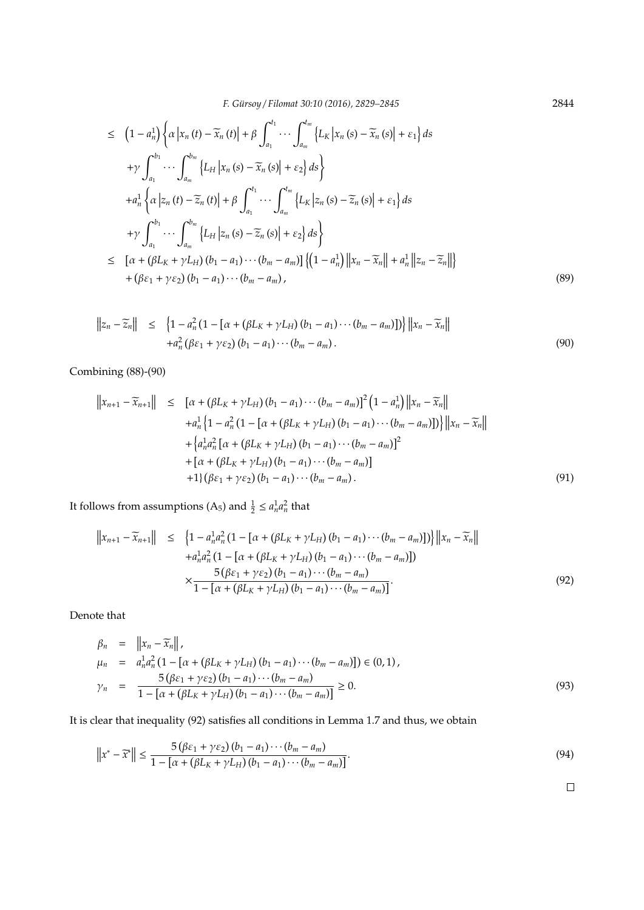$$
\begin{aligned}
&\leq \left(1-a_n^1\right)\left\{\alpha\left|x_n(t)-\widetilde{x}_n(t)\right|+\beta\int_{a_1}^{t_1}\cdots\int_{a_m}^{t_m}\left\{L_K\left|x_n(s)-\widetilde{x}_n(s)\right|+\varepsilon_1\right\}ds\right.\\
&\quad\left.+\gamma\int_{a_1}^{b_1}\cdots\int_{a_m}^{b_m}\left\{L_H\left|x_n(s)-\widetilde{x}_n(s)\right|+\varepsilon_2\right\}ds\right\}\\
&\quad+a_n^1\left\{\alpha\left|z_n(t)-\widetilde{z}_n(t)\right|+\beta\int_{a_1}^{t_1}\cdots\int_{a_m}^{t_m}\left\{L_K\left|z_n(s)-\widetilde{z}_n(s)\right|+\varepsilon_1\right\}ds\right.\\
&\quad\left.+\gamma\int_{a_1}^{b_1}\cdots\int_{a_m}^{b_m}\left\{L_H\left|z_n(s)-\widetilde{z}_n(s)\right|+\varepsilon_2\right\}ds\right\}\\
&\leq \left[\alpha+\left(\beta L_K+\gamma L_H\right)(b_1-a_1)\cdots(b_m-a_m)\right]\left\{\left(1-a_n^1\right)\left\|x_n-\widetilde{x}_n\right\|+a_n^1\left\|z_n-\widetilde{z}_n\right\|\right\}\\
&\quad+\left(\beta\varepsilon_1+\gamma\varepsilon_2\right)(b_1-a_1)\cdots(b_m-a_m),
\end{aligned}
\tag{89}
$$

$$
\begin{aligned}
\left\|z_n-\widetilde{z}_n\right\| &\leq \left\{1-a_n^2\left(1-\left[\alpha+\left(\beta L_K+\gamma L_H\right)(b_1-a_1)\cdots(b_m-a_m)\right]\right)\right\}\left\|x_n-\widetilde{x}_n\right\|\\
&\quad+a_n^2\left(\beta\varepsilon_1+\gamma\varepsilon_2\right)(b_1-a_1)\cdots(b_m-a_m).
\end{aligned}
\tag{90}
$$

Combining (88)-(90)

$$
\begin{aligned}
\left\|x_{n+1}-\widetilde{x}_{n+1}\right\| &\leq \left[\alpha+\left(\beta L_K+\gamma L_H\right)(b_1-a_1)\cdots(b_m-a_m)\right]^2\left(1-a_n^1\right)\left\|x_n-\widetilde{x}_n\right\|\\
&\quad+a_n^1\left\{1-a_n^2\left(1-\left[\alpha+\left(\beta L_K+\gamma L_H\right)(b_1-a_1)\cdots(b_m-a_m)\right]\right)\right\}\left\|x_n-\widetilde{x}_n\right\|\\
&\quad+\left\{a_n^1a_n^2\left[\alpha+\left(\beta L_K+\gamma L_H\right)(b_1-a_1)\cdots(b_m-a_m)\right]^2\right.\\
&\quad+\left[\alpha+\left(\beta L_K+\gamma L_H\right)(b_1-a_1)\cdots(b_m-a_m)\right]\\
&\quad\left.+1\right\}\left(\beta\varepsilon_1+\gamma\varepsilon_2\right)(b_1-a_1)\cdots(b_m-a_m).
\end{aligned}
\tag{91}
$$

It follows from assumptions ($A_5$) and $\frac{1}{2}\leq a_n^1a_n^2$ that

$$
\begin{aligned}
\left\|x_{n+1}-\widetilde{x}_{n+1}\right\| &\leq \left\{1-a_n^1a_n^2\left(1-\left[\alpha+\left(\beta L_K+\gamma L_H\right)(b_1-a_1)\cdots(b_m-a_m)\right]\right)\right\}\left\|x_n-\widetilde{x}_n\right\|\\
&\quad+a_n^1a_n^2\left(1-\left[\alpha+\left(\beta L_K+\gamma L_H\right)(b_1-a_1)\cdots(b_m-a_m)\right]\right)\\
&\quad\times\frac{5\left(\beta\varepsilon_1+\gamma\varepsilon_2\right)(b_1-a_1)\cdots(b_m-a_m)}{1-\left[\alpha+\left(\beta L_K+\gamma L_H\right)(b_1-a_1)\cdots(b_m-a_m)\right]}.
\end{aligned}
\tag{92}
$$

Denote that

$$
\begin{aligned}
\beta_n &= \left\|x_n-\widetilde{x}_n\right\|,\\
\mu_n &= a_n^1a_n^2\left(1-\left[\alpha+\left(\beta L_K+\gamma L_H\right)(b_1-a_1)\cdots(b_m-a_m)\right]\right)\in(0,1),\\
\gamma_n &= \frac{5\left(\beta\varepsilon_1+\gamma\varepsilon_2\right)(b_1-a_1)\cdots(b_m-a_m)}{1-\left[\alpha+\left(\beta L_K+\gamma L_H\right)(b_1-a_1)\cdots(b_m-a_m)\right]}\geq 0.
\end{aligned}
\tag{93}
$$

It is clear that inequality (92) satisfies all conditions in Lemma 1.7 and thus, we obtain

$$
\left\|x^*-\widetilde{x}^*\right\|\leq\frac{5\left(\beta\varepsilon_1+\gamma\varepsilon_2\right)(b_1-a_1)\cdots(b_m-a_m)}{1-\left[\alpha+\left(\beta L_K+\gamma L_H\right)(b_1-a_1)\cdots(b_m-a_m)\right]}.
\tag{94}
$$

□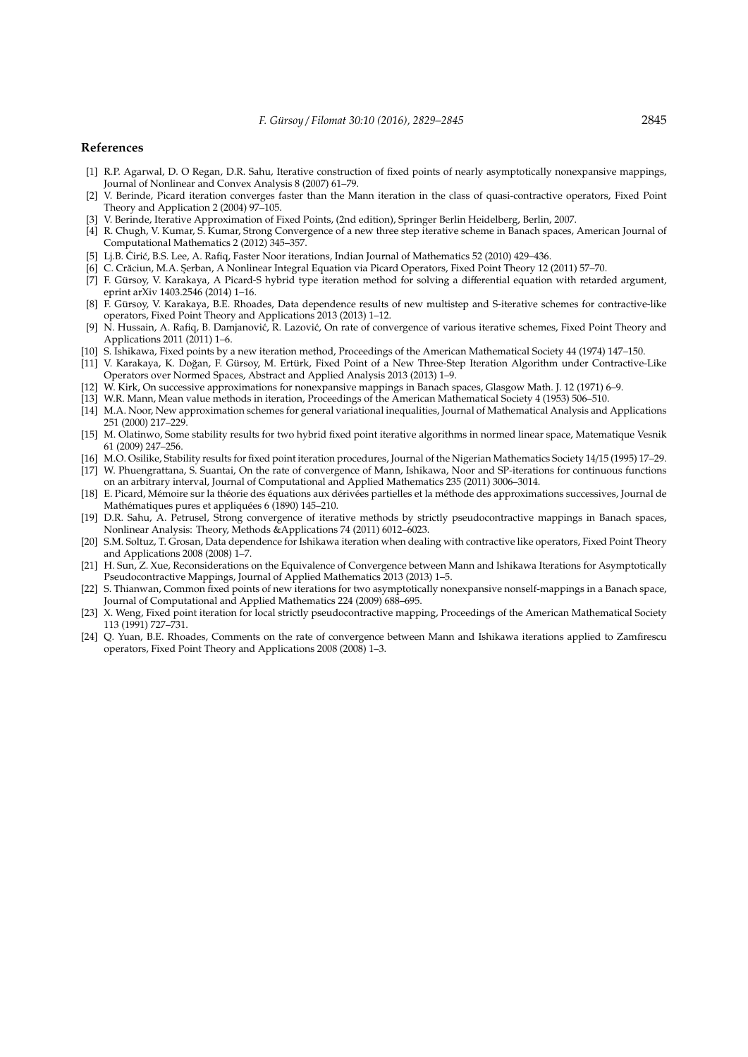## References

[1] R.P. Agarwal, D. O Regan, D.R. Sahu, Iterative construction of fixed points of nearly asymptotically nonexpansive mappings, Journal of Nonlinear and Convex Analysis 8 (2007) 61–79.

[2] V. Berinde, Picard iteration converges faster than the Mann iteration in the class of quasi-contractive operators, Fixed Point Theory and Application 2 (2004) 97–105.

[3] V. Berinde, Iterative Approximation of Fixed Points, (2nd edition), Springer Berlin Heidelberg, Berlin, 2007.

[4] R. Chugh, V. Kumar, S. Kumar, Strong Convergence of a new three step iterative scheme in Banach spaces, American Journal of Computational Mathematics 2 (2012) 345–357.

[5] Lj.B. Ćirić, B.S. Lee, A. Rafiq, Faster Noor iterations, Indian Journal of Mathematics 52 (2010) 429–436.

[6] C. Crăciun, M.A. Şerban, A Nonlinear Integral Equation via Picard Operators, Fixed Point Theory 12 (2011) 57–70.

[7] F. Gürsoy, V. Karakaya, A Picard-S hybrid type iteration method for solving a differential equation with retarded argument, eprint arXiv 1403.2546 (2014) 1–16.

[8] F. Gürsoy, V. Karakaya, B.E. Rhoades, Data dependence results of new multistep and S-iterative schemes for contractive-like operators, Fixed Point Theory and Applications 2013 (2013) 1–12.

[9] N. Hussain, A. Rafiq, B. Damjanović, R. Lazović, On rate of convergence of various iterative schemes, Fixed Point Theory and Applications 2011 (2011) 1–6.

[10] S. Ishikawa, Fixed points by a new iteration method, Proceedings of the American Mathematical Society 44 (1974) 147–150.

[11] V. Karakaya, K. Doğan, F. Gürsoy, M. Ertürk, Fixed Point of a New Three-Step Iteration Algorithm under Contractive-Like Operators over Normed Spaces, Abstract and Applied Analysis 2013 (2013) 1–9.

[12] W. Kirk, On successive approximations for nonexpansive mappings in Banach spaces, Glasgow Math. J. 12 (1971) 6–9.

[13] W.R. Mann, Mean value methods in iteration, Proceedings of the American Mathematical Society 4 (1953) 506–510.

[14] M.A. Noor, New approximation schemes for general variational inequalities, Journal of Mathematical Analysis and Applications 251 (2000) 217–229.

[15] M. Olatinwo, Some stability results for two hybrid fixed point iterative algorithms in normed linear space, Matematique Vesnik 61 (2009) 247–256.

[16] M.O. Osilike, Stability results for fixed point iteration procedures, Journal of the Nigerian Mathematics Society 14/15 (1995) 17–29.

[17] W. Phuengrattana, S. Suantai, On the rate of convergence of Mann, Ishikawa, Noor and SP-iterations for continuous functions on an arbitrary interval, Journal of Computational and Applied Mathematics 235 (2011) 3006–3014.

[18] E. Picard, Mémoire sur la théorie des équations aux dérivées partielles et la méthode des approximations successives, Journal de Mathématiques pures et appliquées 6 (1890) 145–210.

[19] D.R. Sahu, A. Petrusel, Strong convergence of iterative methods by strictly pseudocontractive mappings in Banach spaces, Nonlinear Analysis: Theory, Methods &Applications 74 (2011) 6012–6023.

[20] S.M. Soltuz, T. Grosan, Data dependence for Ishikawa iteration when dealing with contractive like operators, Fixed Point Theory and Applications 2008 (2008) 1–7.

[21] H. Sun, Z. Xue, Reconsiderations on the Equivalence of Convergence between Mann and Ishikawa Iterations for Asymptotically Pseudocontractive Mappings, Journal of Applied Mathematics 2013 (2013) 1–5.

[22] S. Thianwan, Common fixed points of new iterations for two asymptotically nonexpansive nonself-mappings in a Banach space, Journal of Computational and Applied Mathematics 224 (2009) 688–695.

[23] X. Weng, Fixed point iteration for local strictly pseudocontractive mapping, Proceedings of the American Mathematical Society 113 (1991) 727–731.

[24] Q. Yuan, B.E. Rhoades, Comments on the rate of convergence between Mann and Ishikawa iterations applied to Zamfirescu operators, Fixed Point Theory and Applications 2008 (2008) 1–3.